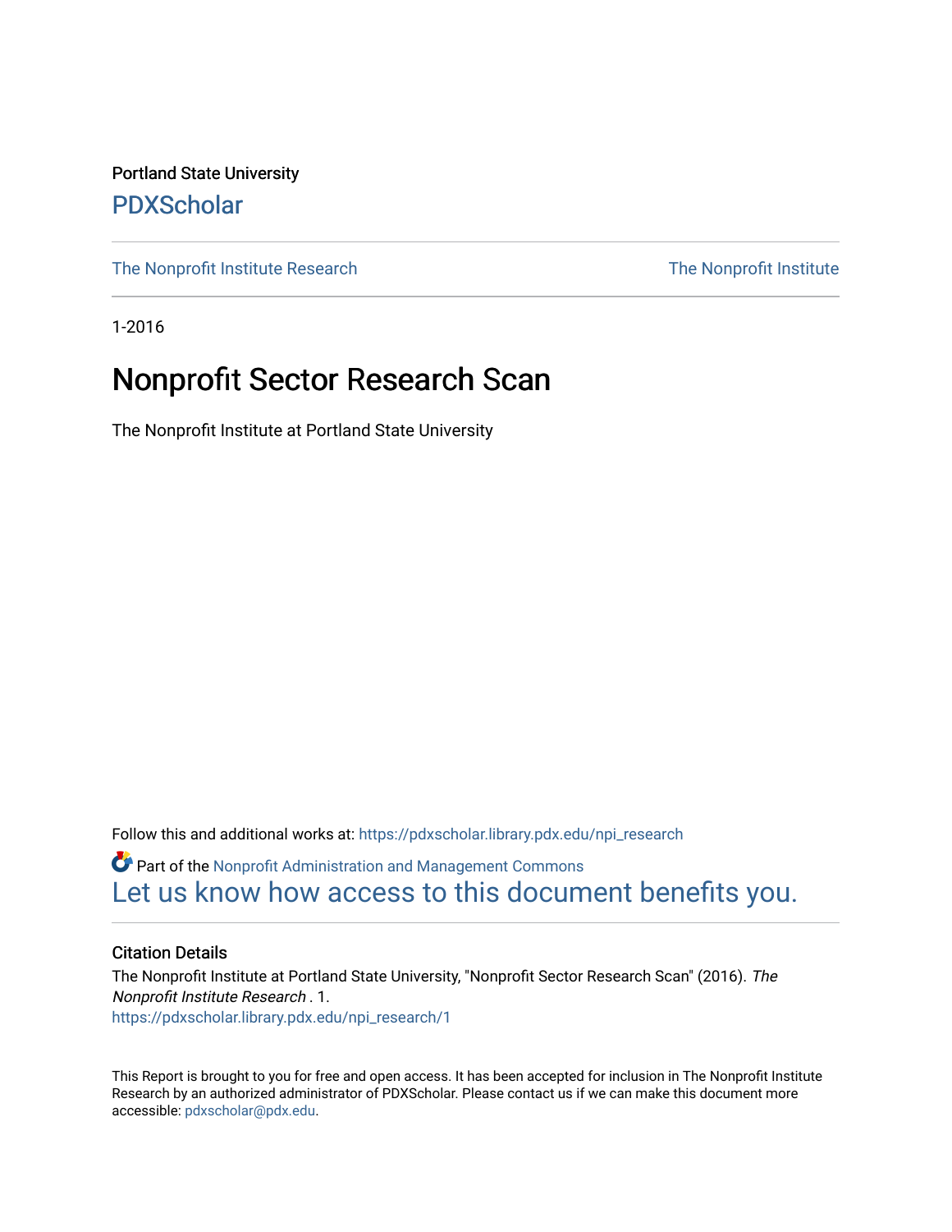Portland State University

PDXScholar

The Nonprofit Institute Research | The Nonprofit Institute

1-2016

# Nonprofit Sector Research Scan

The Nonprofit Institute at Portland State University

Follow this and additional works at: https://pdxscholar.library.pdx.edu/npi_research

Part of the Nonprofit Administration and Management Commons

Let us know how access to this document benefits you.

## Citation Details

The Nonprofit Institute at Portland State University, "Nonprofit Sector Research Scan" (2016). *The Nonprofit Institute Research* . 1.
https://pdxscholar.library.pdx.edu/npi_research/1

This Report is brought to you for free and open access. It has been accepted for inclusion in The Nonprofit Institute Research by an authorized administrator of PDXScholar. Please contact us if we can make this document more accessible: pdxscholar@pdx.edu.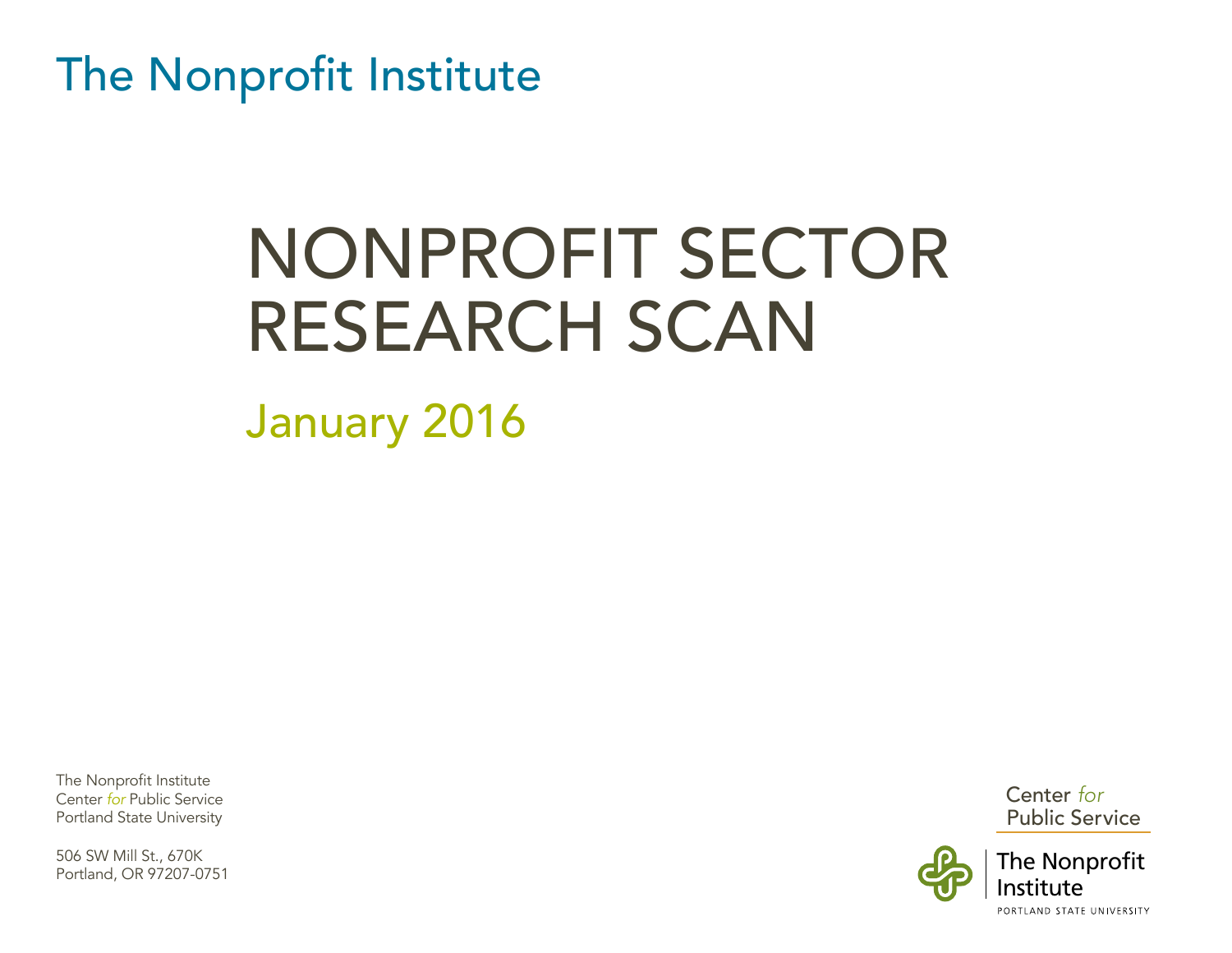The Nonprofit Institute

# NONPROFIT SECTOR RESEARCH SCAN

## January 2016

The Nonprofit Institute
Center *for* Public Service
Portland State University

506 SW Mill St., 670K
Portland, OR 97207-0751

Center *for* Public Service

The Nonprofit Institute
PORTLAND STATE UNIVERSITY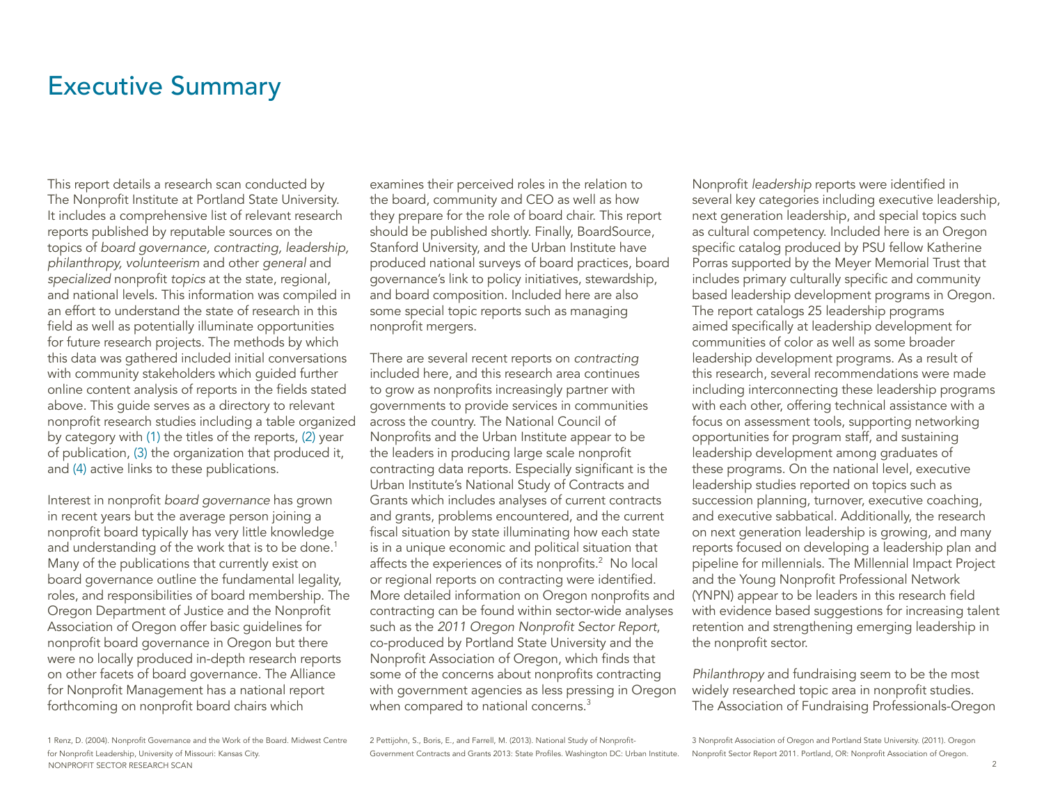# Executive Summary

This report details a research scan conducted by The Nonprofit Institute at Portland State University. It includes a comprehensive list of relevant research reports published by reputable sources on the topics of *board governance, contracting, leadership, philanthropy, volunteerism* and other *general* and *specialized* nonprofit *topics* at the state, regional, and national levels. This information was compiled in an effort to understand the state of research in this field as well as potentially illuminate opportunities for future research projects. The methods by which this data was gathered included initial conversations with community stakeholders which guided further online content analysis of reports in the fields stated above. This guide serves as a directory to relevant nonprofit research studies including a table organized by category with (1) the titles of the reports, (2) year of publication, (3) the organization that produced it, and (4) active links to these publications.

Interest in nonprofit *board governance* has grown in recent years but the average person joining a nonprofit board typically has very little knowledge and understanding of the work that is to be done.[1] Many of the publications that currently exist on board governance outline the fundamental legality, roles, and responsibilities of board membership. The Oregon Department of Justice and the Nonprofit Association of Oregon offer basic guidelines for nonprofit board governance in Oregon but there were no locally produced in-depth research reports on other facets of board governance. The Alliance for Nonprofit Management has a national report forthcoming on nonprofit board chairs which examines their perceived roles in the relation to the board, community and CEO as well as how they prepare for the role of board chair. This report should be published shortly. Finally, BoardSource, Stanford University, and the Urban Institute have produced national surveys of board practices, board governance's link to policy initiatives, stewardship, and board composition. Included here are also some special topic reports such as managing nonprofit mergers.

There are several recent reports on *contracting* included here, and this research area continues to grow as nonprofits increasingly partner with governments to provide services in communities across the country. The National Council of Nonprofits and the Urban Institute appear to be the leaders in producing large scale nonprofit contracting data reports. Especially significant is the Urban Institute's National Study of Contracts and Grants which includes analyses of current contracts and grants, problems encountered, and the current fiscal situation by state illuminating how each state is in a unique economic and political situation that affects the experiences of its nonprofits.[2] No local or regional reports on contracting were identified. More detailed information on Oregon nonprofits and contracting can be found within sector-wide analyses such as the *2011 Oregon Nonprofit Sector Report*, co-produced by Portland State University and the Nonprofit Association of Oregon, which finds that some of the concerns about nonprofits contracting with government agencies as less pressing in Oregon when compared to national concerns.[3]

Nonprofit *leadership* reports were identified in several key categories including executive leadership, next generation leadership, and special topics such as cultural competency. Included here is an Oregon specific catalog produced by PSU fellow Katherine Porras supported by the Meyer Memorial Trust that includes primary culturally specific and community based leadership development programs in Oregon. The report catalogs 25 leadership programs aimed specifically at leadership development for communities of color as well as some broader leadership development programs. As a result of this research, several recommendations were made including interconnecting these leadership programs with each other, offering technical assistance with a focus on assessment tools, supporting networking opportunities for program staff, and sustaining leadership development among graduates of these programs. On the national level, executive leadership studies reported on topics such as succession planning, turnover, executive coaching, and executive sabbatical. Additionally, the research on next generation leadership is growing, and many reports focused on developing a leadership plan and pipeline for millennials. The Millennial Impact Project and the Young Nonprofit Professional Network (YNPN) appear to be leaders in this research field with evidence based suggestions for increasing talent retention and strengthening emerging leadership in the nonprofit sector.

*Philanthropy* and fundraising seem to be the most widely researched topic area in nonprofit studies. The Association of Fundraising Professionals-Oregon

1 Renz, D. (2004). Nonprofit Governance and the Work of the Board. Midwest Centre for Nonprofit Leadership, University of Missouri: Kansas City.

2 Pettijohn, S., Boris, E., and Farrell, M. (2013). National Study of Nonprofit-Government Contracts and Grants 2013: State Profiles. Washington DC: Urban Institute.

3 Nonprofit Association of Oregon and Portland State University. (2011). Oregon Nonprofit Sector Report 2011. Portland, OR: Nonprofit Association of Oregon.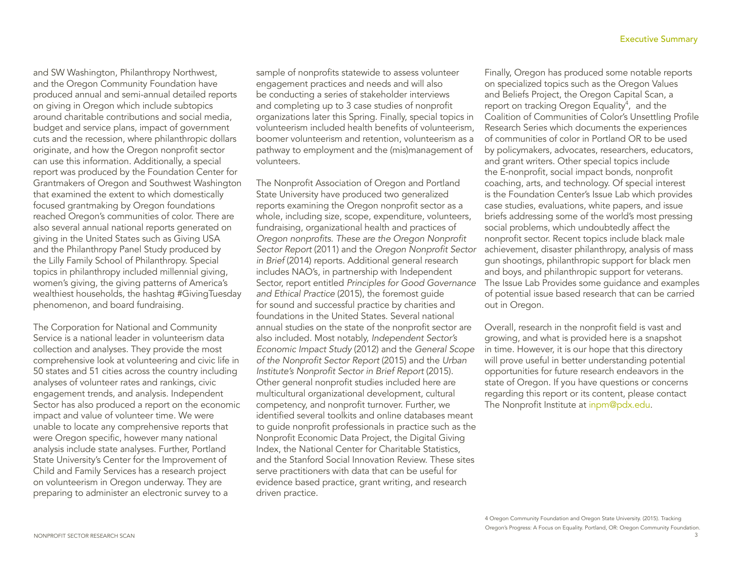and SW Washington, Philanthropy Northwest, and the Oregon Community Foundation have produced annual and semi-annual detailed reports on giving in Oregon which include subtopics around charitable contributions and social media, budget and service plans, impact of government cuts and the recession, where philanthropic dollars originate, and how the Oregon nonprofit sector can use this information. Additionally, a special report was produced by the Foundation Center for Grantmakers of Oregon and Southwest Washington that examined the extent to which domestically focused grantmaking by Oregon foundations reached Oregon's communities of color. There are also several annual national reports generated on giving in the United States such as Giving USA and the Philanthropy Panel Study produced by the Lilly Family School of Philanthropy. Special topics in philanthropy included millennial giving, women's giving, the giving patterns of America's wealthiest households, the hashtag #GivingTuesday phenomenon, and board fundraising.

The Corporation for National and Community Service is a national leader in volunteerism data collection and analyses. They provide the most comprehensive look at volunteering and civic life in 50 states and 51 cities across the country including analyses of volunteer rates and rankings, civic engagement trends, and analysis. Independent Sector has also produced a report on the economic impact and value of volunteer time. We were unable to locate any comprehensive reports that were Oregon specific, however many national analysis include state analyses. Further, Portland State University's Center for the Improvement of Child and Family Services has a research project on volunteerism in Oregon underway. They are preparing to administer an electronic survey to a sample of nonprofits statewide to assess volunteer engagement practices and needs and will also be conducting a series of stakeholder interviews and completing up to 3 case studies of nonprofit organizations later this Spring. Finally, special topics in volunteerism included health benefits of volunteerism, boomer volunteerism and retention, volunteerism as a pathway to employment and the (mis)management of volunteers.

The Nonprofit Association of Oregon and Portland State University have produced two generalized reports examining the Oregon nonprofit sector as a whole, including size, scope, expenditure, volunteers, fundraising, organizational health and practices of *Oregon nonprofits. These are the Oregon Nonprofit Sector Report* (2011) and the *Oregon Nonprofit Sector in Brief* (2014) reports. Additional general research includes NAO's, in partnership with Independent Sector, report entitled *Principles for Good Governance and Ethical Practice* (2015), the foremost guide for sound and successful practice by charities and foundations in the United States. Several national annual studies on the state of the nonprofit sector are also included. Most notably, *Independent Sector's Economic Impact Study* (2012) and the *General Scope of the Nonprofit Sector Report* (2015) and the *Urban Institute's Nonprofit Sector in Brief Report* (2015). Other general nonprofit studies included here are multicultural organizational development, cultural competency, and nonprofit turnover. Further, we identified several toolkits and online databases meant to guide nonprofit professionals in practice such as the Nonprofit Economic Data Project, the Digital Giving Index, the National Center for Charitable Statistics, and the Stanford Social Innovation Review. These sites serve practitioners with data that can be useful for evidence based practice, grant writing, and research driven practice.

Finally, Oregon has produced some notable reports on specialized topics such as the Oregon Values and Beliefs Project, the Oregon Capital Scan, a report on tracking Oregon Equality[4], and the Coalition of Communities of Color's Unsettling Profile Research Series which documents the experiences of communities of color in Portland OR to be used by policymakers, advocates, researchers, educators, and grant writers. Other special topics include the E-nonprofit, social impact bonds, nonprofit coaching, arts, and technology. Of special interest is the Foundation Center's Issue Lab which provides case studies, evaluations, white papers, and issue briefs addressing some of the world's most pressing social problems, which undoubtedly affect the nonprofit sector. Recent topics include black male achievement, disaster philanthropy, analysis of mass gun shootings, philanthropic support for black men and boys, and philanthropic support for veterans. The Issue Lab Provides some guidance and examples of potential issue based research that can be carried out in Oregon.

Overall, research in the nonprofit field is vast and growing, and what is provided here is a snapshot in time. However, it is our hope that this directory will prove useful in better understanding potential opportunities for future research endeavors in the state of Oregon. If you have questions or concerns regarding this report or its content, please contact The Nonprofit Institute at inpm@pdx.edu.

4 Oregon Community Foundation and Oregon State University. (2015). Tracking Oregon's Progress: A Focus on Equality. Portland, OR: Oregon Community Foundation.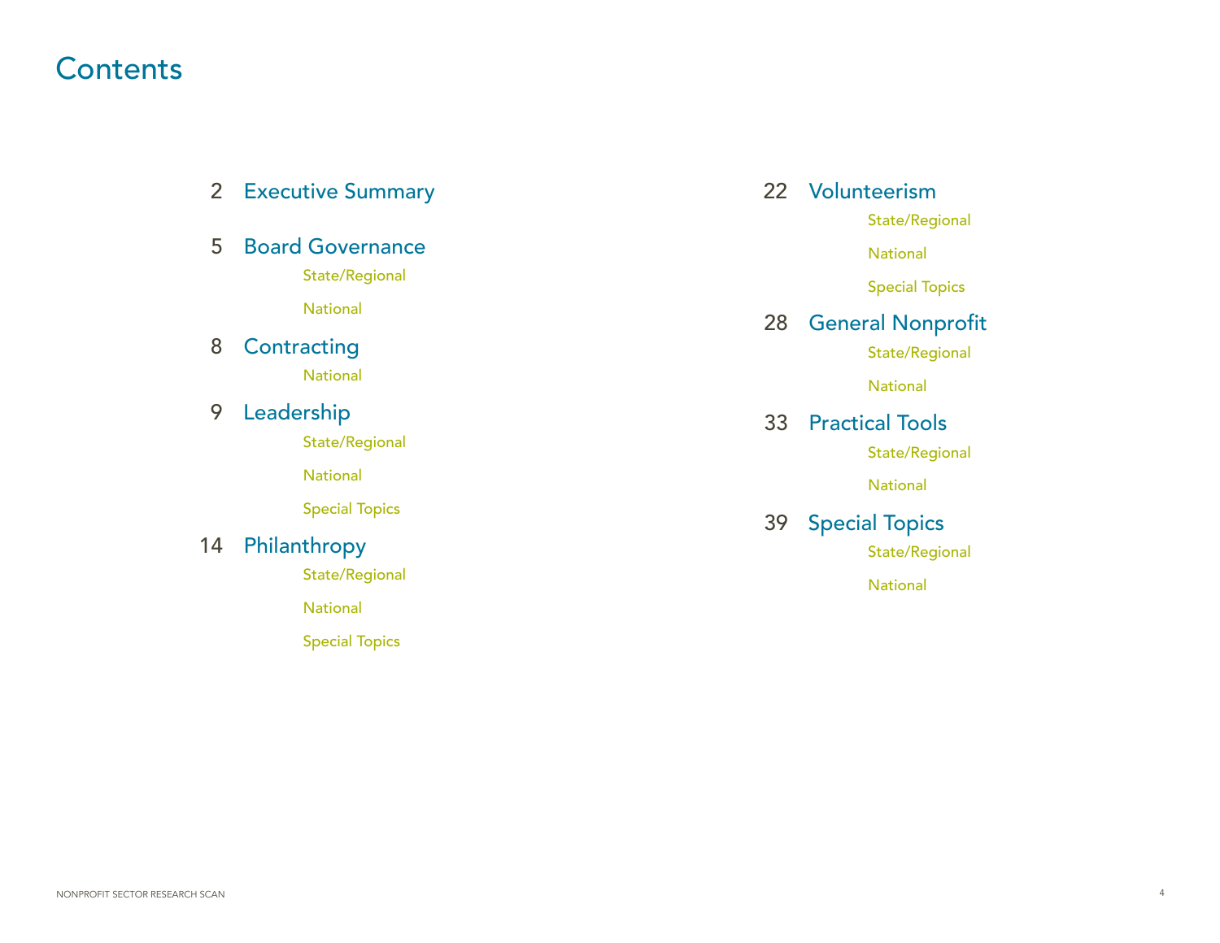# Contents

2 Executive Summary

5 Board Governance
- State/Regional
- National

8 Contracting
- National

9 Leadership
- State/Regional
- National
- Special Topics

14 Philanthropy
- State/Regional
- National
- Special Topics

22 Volunteerism
- State/Regional
- National
- Special Topics

28 General Nonprofit
- State/Regional
- National

33 Practical Tools
- State/Regional
- National

39 Special Topics
- State/Regional
- National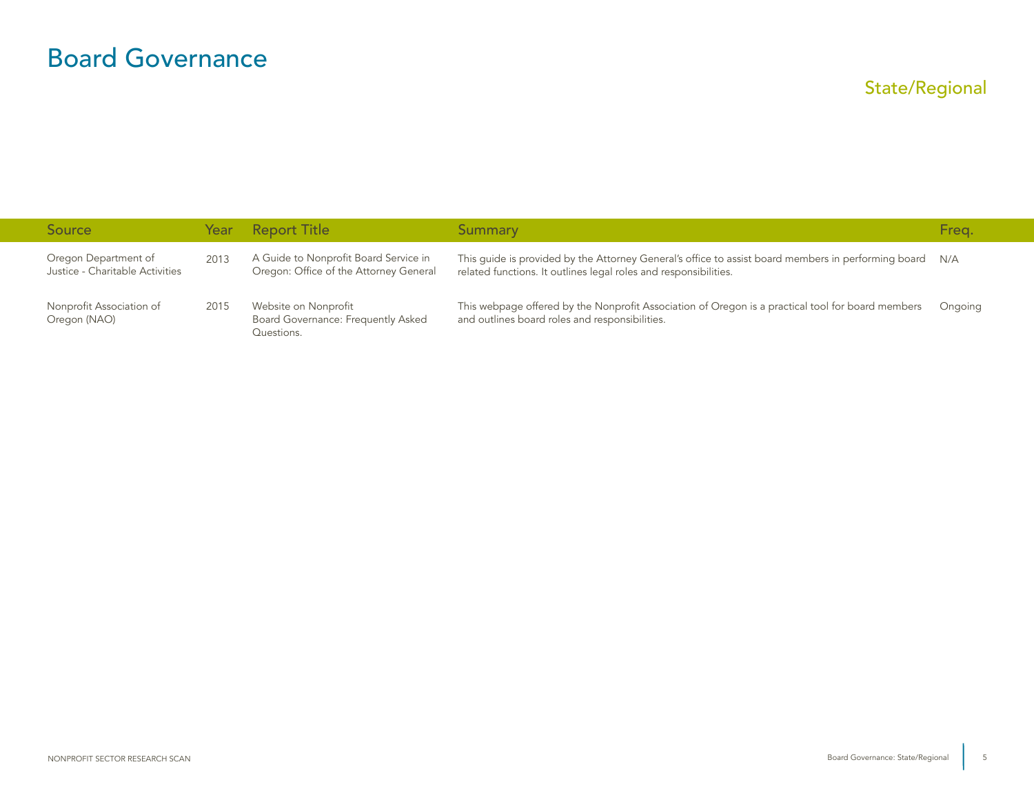# Board Governance

## State/Regional

| Source | Year | Report Title | Summary | Freq. |
| --- | --- | --- | --- | --- |
| Oregon Department of Justice - Charitable Activities | 2013 | A Guide to Nonprofit Board Service in Oregon: Office of the Attorney General | This guide is provided by the Attorney General's office to assist board members in performing board related functions. It outlines legal roles and responsibilities. | N/A |
| Nonprofit Association of Oregon (NAO) | 2015 | Website on Nonprofit Board Governance: Frequently Asked Questions. | This webpage offered by the Nonprofit Association of Oregon is a practical tool for board members and outlines board roles and responsibilities. | Ongoing |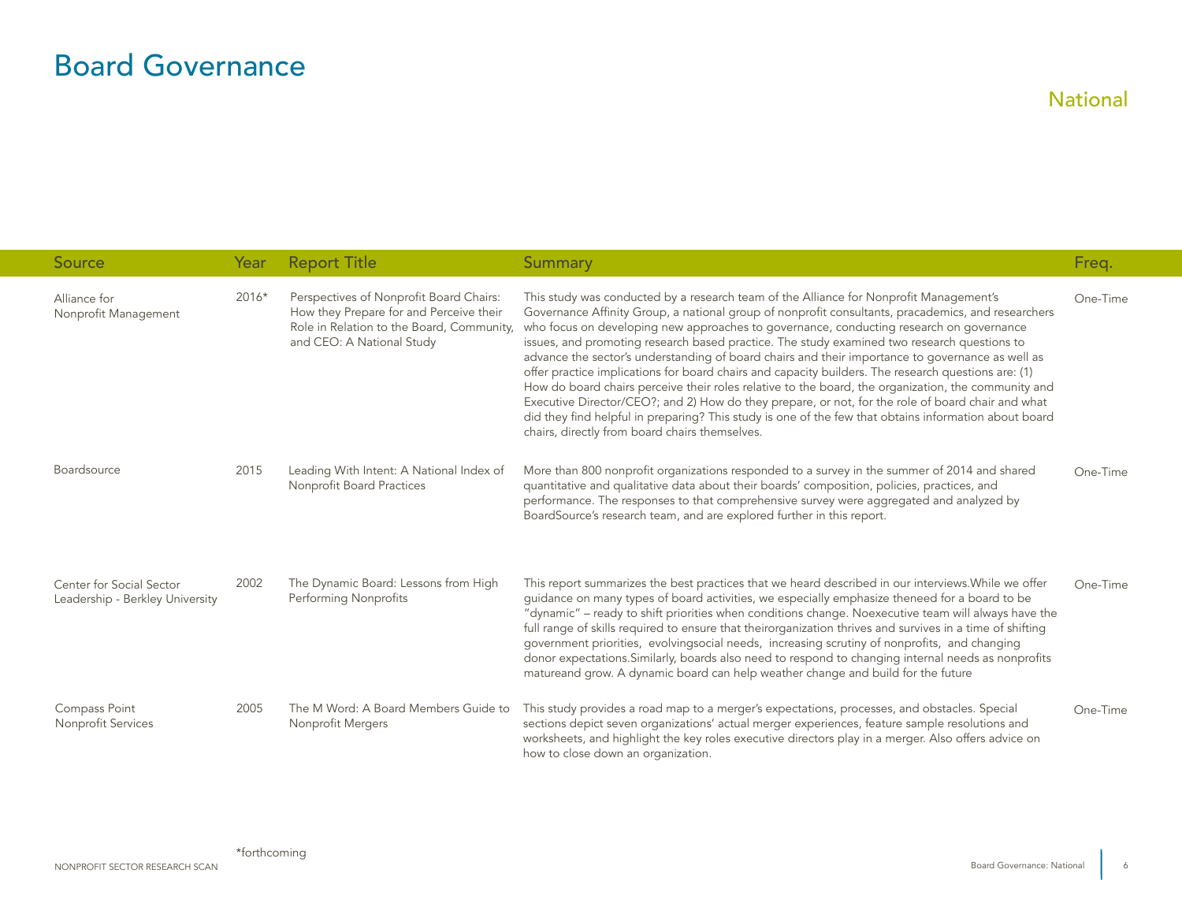# Board Governance

## National

| Source | Year | Report Title | Summary | Freq. |
|---|---|---|---|---|
| Alliance for Nonprofit Management | 2016* | Perspectives of Nonprofit Board Chairs: How they Prepare for and Perceive their Role in Relation to the Board, Community, and CEO: A National Study | This study was conducted by a research team of the Alliance for Nonprofit Management's Governance Affinity Group, a national group of nonprofit consultants, pracademics, and researchers who focus on developing new approaches to governance, conducting research on governance issues, and promoting research based practice. The study examined two research questions to advance the sector's understanding of board chairs and their importance to governance as well as offer practice implications for board chairs and capacity builders. The research questions are: (1) How do board chairs perceive their roles relative to the board, the organization, the community and Executive Director/CEO?; and 2) How do they prepare, or not, for the role of board chair and what did they find helpful in preparing? This study is one of the few that obtains information about board chairs, directly from board chairs themselves. | One-Time |
| Boardsource | 2015 | Leading With Intent: A National Index of Nonprofit Board Practices | More than 800 nonprofit organizations responded to a survey in the summer of 2014 and shared quantitative and qualitative data about their boards' composition, policies, practices, and performance. The responses to that comprehensive survey were aggregated and analyzed by BoardSource's research team, and are explored further in this report. | One-Time |
| Center for Social Sector Leadership - Berkley University | 2002 | The Dynamic Board: Lessons from High Performing Nonprofits | This report summarizes the best practices that we heard described in our interviews.While we offer guidance on many types of board activities, we especially emphasize theneed for a board to be "dynamic" – ready to shift priorities when conditions change. Noexecutive team will always have the full range of skills required to ensure that theirorganization thrives and survives in a time of shifting government priorities, evolvingsocial needs, increasing scrutiny of nonprofits, and changing donor expectations.Similarly, boards also need to respond to changing internal needs as nonprofits matureand grow. A dynamic board can help weather change and build for the future | One-Time |
| Compass Point Nonprofit Services | 2005 | The M Word: A Board Members Guide to Nonprofit Mergers | This study provides a road map to a merger's expectations, processes, and obstacles. Special sections depict seven organizations' actual merger experiences, feature sample resolutions and worksheets, and highlight the key roles executive directors play in a merger. Also offers advice on how to close down an organization. | One-Time |

*forthcoming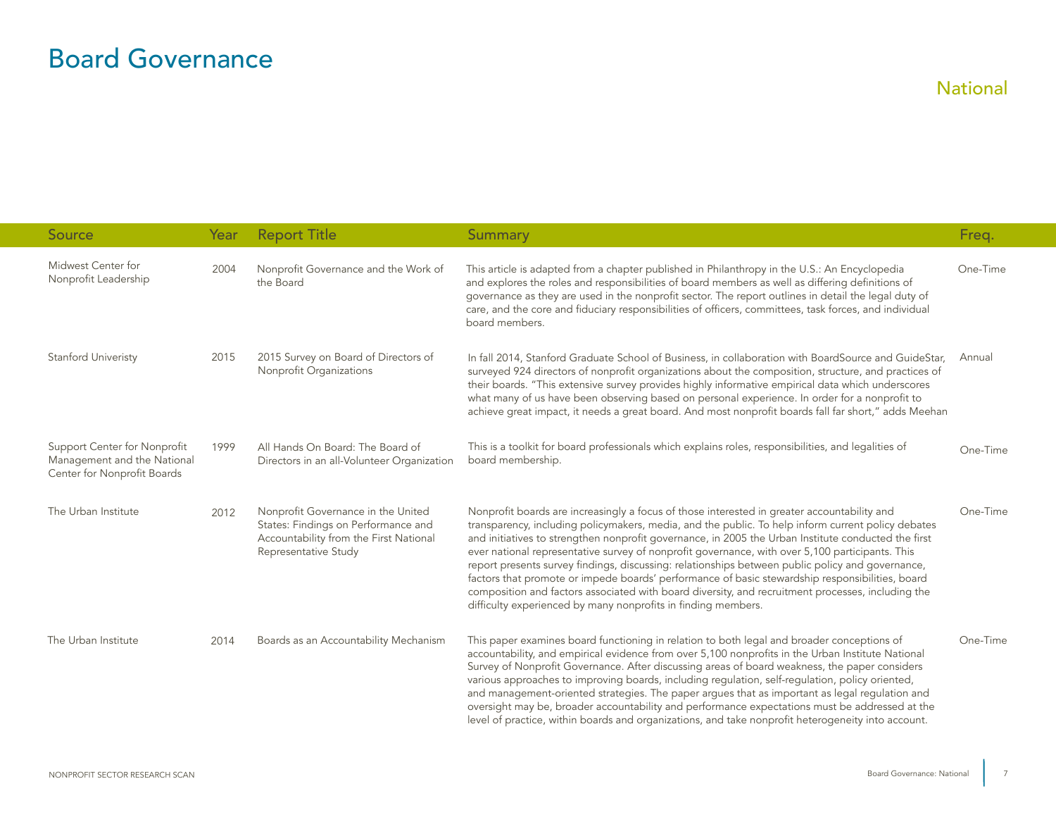# Board Governance

## National

| Source | Year | Report Title | Summary | Freq. |
|---|---|---|---|---|
| Midwest Center for Nonprofit Leadership | 2004 | Nonprofit Governance and the Work of the Board | This article is adapted from a chapter published in Philanthropy in the U.S.: An Encyclopedia and explores the roles and responsibilities of board members as well as differing definitions of governance as they are used in the nonprofit sector. The report outlines in detail the legal duty of care, and the core and fiduciary responsibilities of officers, committees, task forces, and individual board members. | One-Time |
| Stanford Univeristy | 2015 | 2015 Survey on Board of Directors of Nonprofit Organizations | In fall 2014, Stanford Graduate School of Business, in collaboration with BoardSource and GuideStar, surveyed 924 directors of nonprofit organizations about the composition, structure, and practices of their boards. "This extensive survey provides highly informative empirical data which underscores what many of us have been observing based on personal experience. In order for a nonprofit to achieve great impact, it needs a great board. And most nonprofit boards fall far short," adds Meehan | Annual |
| Support Center for Nonprofit Management and the National Center for Nonprofit Boards | 1999 | All Hands On Board: The Board of Directors in an all-Volunteer Organization | This is a toolkit for board professionals which explains roles, responsibilities, and legalities of board membership. | One-Time |
| The Urban Institute | 2012 | Nonprofit Governance in the United States: Findings on Performance and Accountability from the First National Representative Study | Nonprofit boards are increasingly a focus of those interested in greater accountability and transparency, including policymakers, media, and the public. To help inform current policy debates and initiatives to strengthen nonprofit governance, in 2005 the Urban Institute conducted the first ever national representative survey of nonprofit governance, with over 5,100 participants. This report presents survey findings, discussing: relationships between public policy and governance, factors that promote or impede boards' performance of basic stewardship responsibilities, board composition and factors associated with board diversity, and recruitment processes, including the difficulty experienced by many nonprofits in finding members. | One-Time |
| The Urban Institute | 2014 | Boards as an Accountability Mechanism | This paper examines board functioning in relation to both legal and broader conceptions of accountability, and empirical evidence from over 5,100 nonprofits in the Urban Institute National Survey of Nonprofit Governance. After discussing areas of board weakness, the paper considers various approaches to improving boards, including regulation, self-regulation, policy oriented, and management-oriented strategies. The paper argues that as important as legal regulation and oversight may be, broader accountability and performance expectations must be addressed at the level of practice, within boards and organizations, and take nonprofit heterogeneity into account. | One-Time |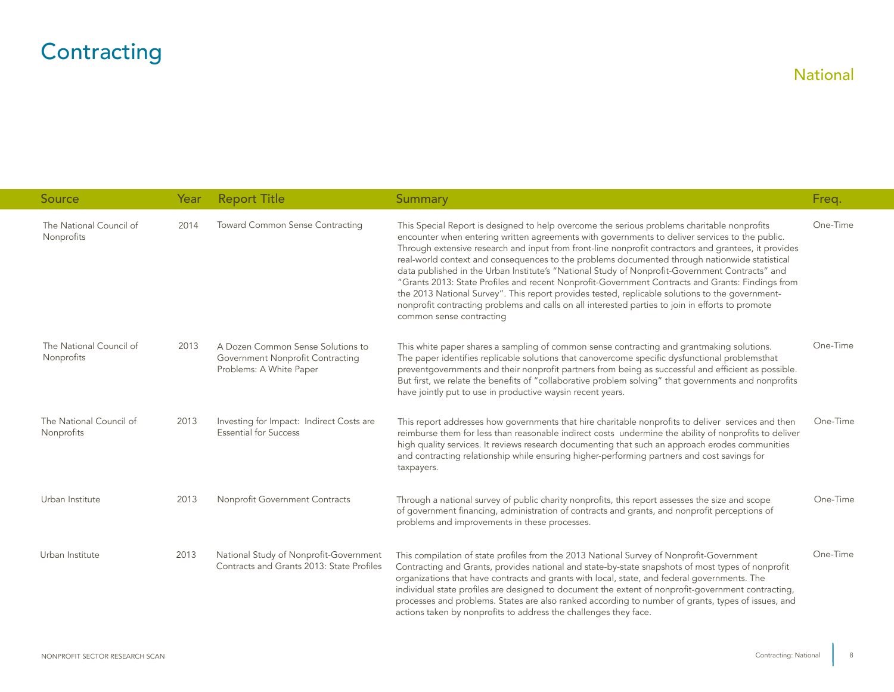# Contracting

## National

| Source | Year | Report Title | Summary | Freq. |
|---|---|---|---|---|
| The National Council of Nonprofits | 2014 | Toward Common Sense Contracting | This Special Report is designed to help overcome the serious problems charitable nonprofits encounter when entering written agreements with governments to deliver services to the public. Through extensive research and input from front-line nonprofit contractors and grantees, it provides real-world context and consequences to the problems documented through nationwide statistical data published in the Urban Institute's "National Study of Nonprofit-Government Contracts" and "Grants 2013: State Profiles and recent Nonprofit-Government Contracts and Grants: Findings from the 2013 National Survey". This report provides tested, replicable solutions to the government-nonprofit contracting problems and calls on all interested parties to join in efforts to promote common sense contracting | One-Time |
| The National Council of Nonprofits | 2013 | A Dozen Common Sense Solutions to Government Nonprofit Contracting Problems: A White Paper | This white paper shares a sampling of common sense contracting and grantmaking solutions. The paper identifies replicable solutions that canovercome specific dysfunctional problemsthat preventgovernments and their nonprofit partners from being as successful and efficient as possible. But first, we relate the benefits of "collaborative problem solving" that governments and nonprofits have jointly put to use in productive waysin recent years. | One-Time |
| The National Council of Nonprofits | 2013 | Investing for Impact: Indirect Costs are Essential for Success | This report addresses how governments that hire charitable nonprofits to deliver services and then reimburse them for less than reasonable indirect costs undermine the ability of nonprofits to deliver high quality services. It reviews research documenting that such an approach erodes communities and contracting relationship while ensuring higher-performing partners and cost savings for taxpayers. | One-Time |
| Urban Institute | 2013 | Nonprofit Government Contracts | Through a national survey of public charity nonprofits, this report assesses the size and scope of government financing, administration of contracts and grants, and nonprofit perceptions of problems and improvements in these processes. | One-Time |
| Urban Institute | 2013 | National Study of Nonprofit-Government Contracts and Grants 2013: State Profiles | This compilation of state profiles from the 2013 National Survey of Nonprofit-Government Contracting and Grants, provides national and state-by-state snapshots of most types of nonprofit organizations that have contracts and grants with local, state, and federal governments. The individual state profiles are designed to document the extent of nonprofit-government contracting, processes and problems. States are also ranked according to number of grants, types of issues, and actions taken by nonprofits to address the challenges they face. | One-Time |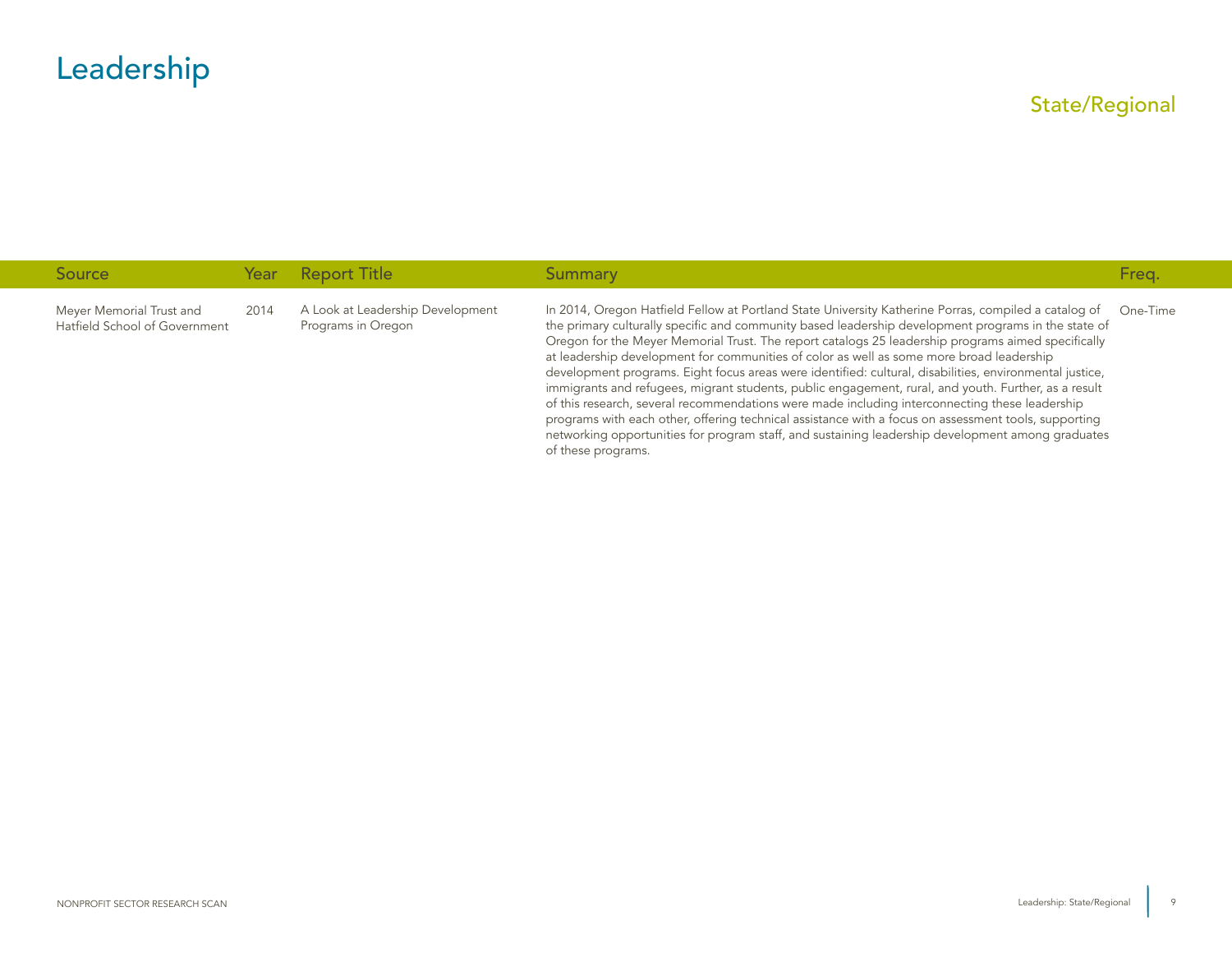# Leadership

## State/Regional

| Source | Year | Report Title | Summary | Freq. |
|---|---|---|---|---|
| Meyer Memorial Trust and Hatfield School of Government | 2014 | A Look at Leadership Development Programs in Oregon | In 2014, Oregon Hatfield Fellow at Portland State University Katherine Porras, compiled a catalog of the primary culturally specific and community based leadership development programs in the state of Oregon for the Meyer Memorial Trust. The report catalogs 25 leadership programs aimed specifically at leadership development for communities of color as well as some more broad leadership development programs. Eight focus areas were identified: cultural, disabilities, environmental justice, immigrants and refugees, migrant students, public engagement, rural, and youth. Further, as a result of this research, several recommendations were made including interconnecting these leadership programs with each other, offering technical assistance with a focus on assessment tools, supporting networking opportunities for program staff, and sustaining leadership development among graduates of these programs. | One-Time |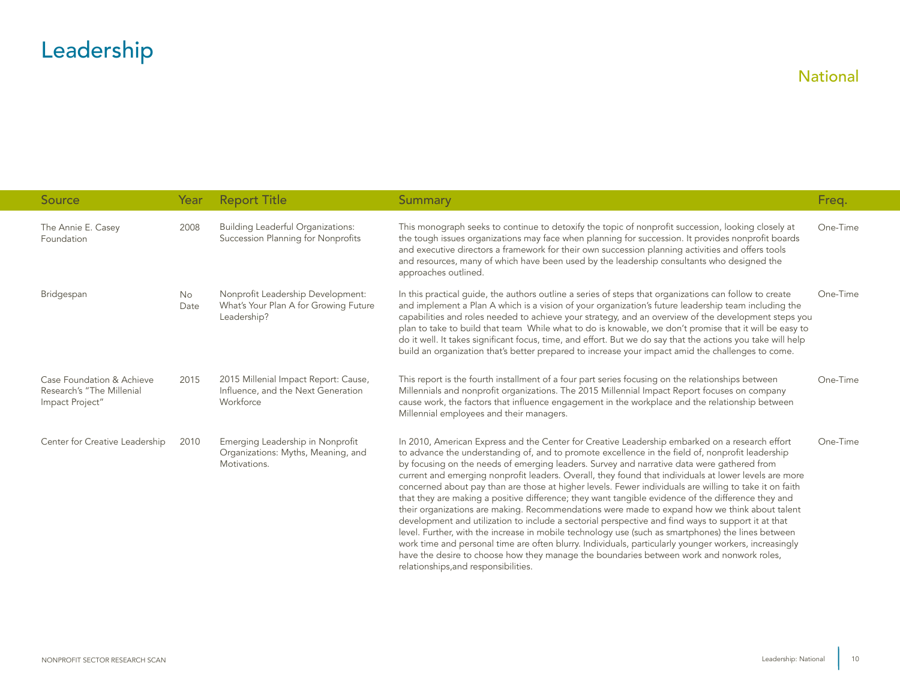# Leadership

## National

| Source | Year | Report Title | Summary | Freq. |
| --- | --- | --- | --- | --- |
| The Annie E. Casey Foundation | 2008 | Building Leaderful Organizations: Succession Planning for Nonprofits | This monograph seeks to continue to detoxify the topic of nonprofit succession, looking closely at the tough issues organizations may face when planning for succession. It provides nonprofit boards and executive directors a framework for their own succession planning activities and offers tools and resources, many of which have been used by the leadership consultants who designed the approaches outlined. | One-Time |
| Bridgespan | No Date | Nonprofit Leadership Development: What's Your Plan A for Growing Future Leadership? | In this practical guide, the authors outline a series of steps that organizations can follow to create and implement a Plan A which is a vision of your organization's future leadership team including the capabilities and roles needed to achieve your strategy, and an overview of the development steps you plan to take to build that team While what to do is knowable, we don't promise that it will be easy to do it well. It takes significant focus, time, and effort. But we do say that the actions you take will help build an organization that's better prepared to increase your impact amid the challenges to come. | One-Time |
| Case Foundation & Achieve Research's "The Millenial Impact Project" | 2015 | 2015 Millenial Impact Report: Cause, Influence, and the Next Generation Workforce | This report is the fourth installment of a four part series focusing on the relationships between Millennials and nonprofit organizations. The 2015 Millennial Impact Report focuses on company cause work, the factors that influence engagement in the workplace and the relationship between Millennial employees and their managers. | One-Time |
| Center for Creative Leadership | 2010 | Emerging Leadership in Nonprofit Organizations: Myths, Meaning, and Motivations. | In 2010, American Express and the Center for Creative Leadership embarked on a research effort to advance the understanding of, and to promote excellence in the field of, nonprofit leadership by focusing on the needs of emerging leaders. Survey and narrative data were gathered from current and emerging nonprofit leaders. Overall, they found that individuals at lower levels are more concerned about pay than are those at higher levels. Fewer individuals are willing to take it on faith that they are making a positive difference; they want tangible evidence of the difference they and their organizations are making. Recommendations were made to expand how we think about talent development and utilization to include a sectorial perspective and find ways to support it at that level. Further, with the increase in mobile technology use (such as smartphones) the lines between work time and personal time are often blurry. Individuals, particularly younger workers, increasingly have the desire to choose how they manage the boundaries between work and nonwork roles, relationships,and responsibilities. | One-Time |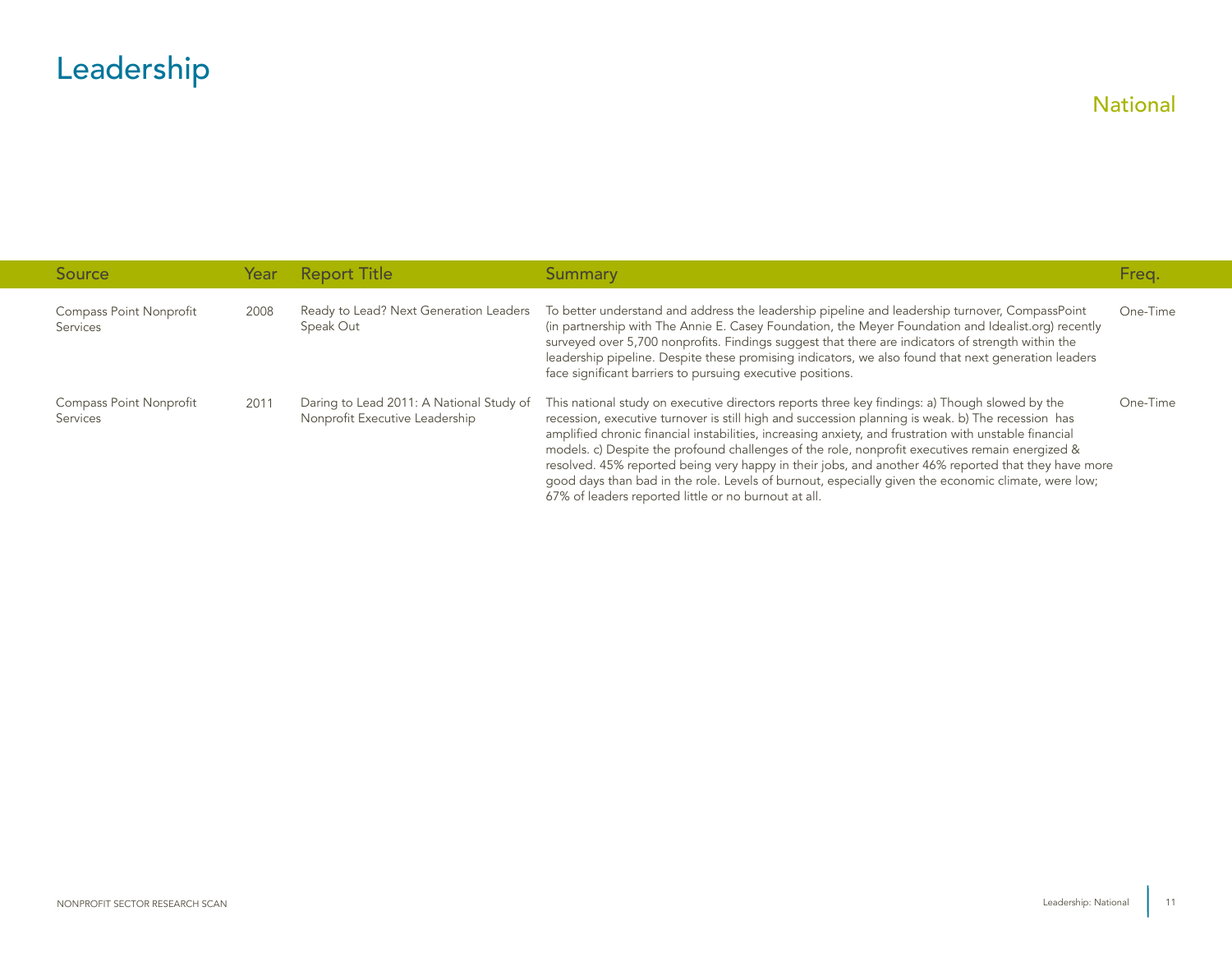# Leadership

## National

| Source | Year | Report Title | Summary | Freq. |
|---|---|---|---|---|
| Compass Point Nonprofit Services | 2008 | Ready to Lead? Next Generation Leaders Speak Out | To better understand and address the leadership pipeline and leadership turnover, CompassPoint (in partnership with The Annie E. Casey Foundation, the Meyer Foundation and Idealist.org) recently surveyed over 5,700 nonprofits. Findings suggest that there are indicators of strength within the leadership pipeline. Despite these promising indicators, we also found that next generation leaders face significant barriers to pursuing executive positions. | One-Time |
| Compass Point Nonprofit Services | 2011 | Daring to Lead 2011: A National Study of Nonprofit Executive Leadership | This national study on executive directors reports three key findings: a) Though slowed by the recession, executive turnover is still high and succession planning is weak. b) The recession has amplified chronic financial instabilities, increasing anxiety, and frustration with unstable financial models. c) Despite the profound challenges of the role, nonprofit executives remain energized & resolved. 45% reported being very happy in their jobs, and another 46% reported that they have more good days than bad in the role. Levels of burnout, especially given the economic climate, were low; 67% of leaders reported little or no burnout at all. | One-Time |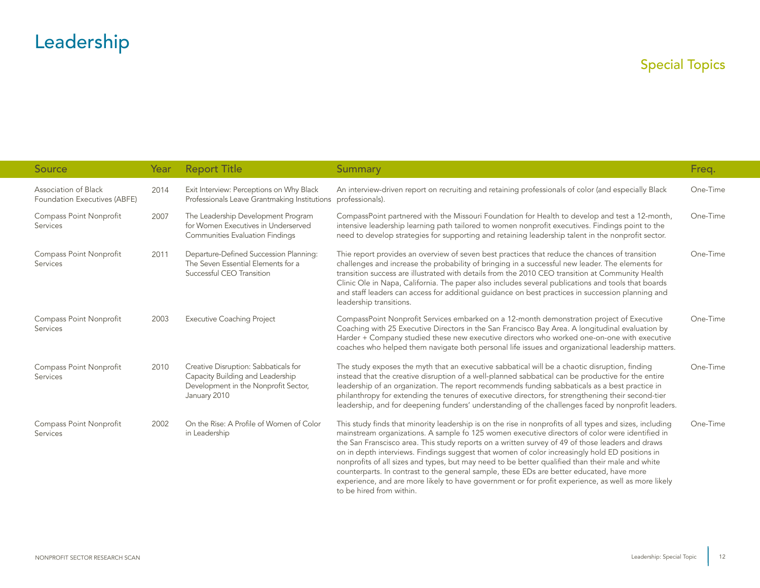# Leadership

## Special Topics

| Source | Year | Report Title | Summary | Freq. |
|---|---|---|---|---|
| Association of Black Foundation Executives (ABFE) | 2014 | Exit Interview: Perceptions on Why Black Professionals Leave Grantmaking Institutions | An interview-driven report on recruiting and retaining professionals of color (and especially Black professionals). | One-Time |
| Compass Point Nonprofit Services | 2007 | The Leadership Development Program for Women Executives in Underserved Communities Evaluation Findings | CompassPoint partnered with the Missouri Foundation for Health to develop and test a 12-month, intensive leadership learning path tailored to women nonprofit executives. Findings point to the need to develop strategies for supporting and retaining leadership talent in the nonprofit sector. | One-Time |
| Compass Point Nonprofit Services | 2011 | Departure-Defined Succession Planning: The Seven Essential Elements for a Successful CEO Transition | Thie report provides an overview of seven best practices that reduce the chances of transition challenges and increase the probability of bringing in a successful new leader. The elements for transition success are illustrated with details from the 2010 CEO transition at Community Health Clinic Ole in Napa, California. The paper also includes several publications and tools that boards and staff leaders can access for additional guidance on best practices in succession planning and leadership transitions. | One-Time |
| Compass Point Nonprofit Services | 2003 | Executive Coaching Project | CompassPoint Nonprofit Services embarked on a 12-month demonstration project of Executive Coaching with 25 Executive Directors in the San Francisco Bay Area. A longitudinal evaluation by Harder + Company studied these new executive directors who worked one-on-one with executive coaches who helped them navigate both personal life issues and organizational leadership matters. | One-Time |
| Compass Point Nonprofit Services | 2010 | Creative Disruption: Sabbaticals for Capacity Building and Leadership Development in the Nonprofit Sector, January 2010 | The study exposes the myth that an executive sabbatical will be a chaotic disruption, finding instead that the creative disruption of a well-planned sabbatical can be productive for the entire leadership of an organization. The report recommends funding sabbaticals as a best practice in philanthropy for extending the tenures of executive directors, for strengthening their second-tier leadership, and for deepening funders' understanding of the challenges faced by nonprofit leaders. | One-Time |
| Compass Point Nonprofit Services | 2002 | On the Rise: A Profile of Women of Color in Leadership | This study finds that minority leadership is on the rise in nonprofits of all types and sizes, including mainstream organizations. A sample fo 125 women executive directors of color were identified in the San Franscisco area. This study reports on a written survey of 49 of those leaders and draws on in depth interviews. Findings suggest that women of color increasingly hold ED positions in nonprofits of all sizes and types, but may need to be better qualified than their male and white counterparts. In contrast to the general sample, these EDs are better educated, have more experience, and are more likely to have government or for profit experience, as well as more likely to be hired from within. | One-Time |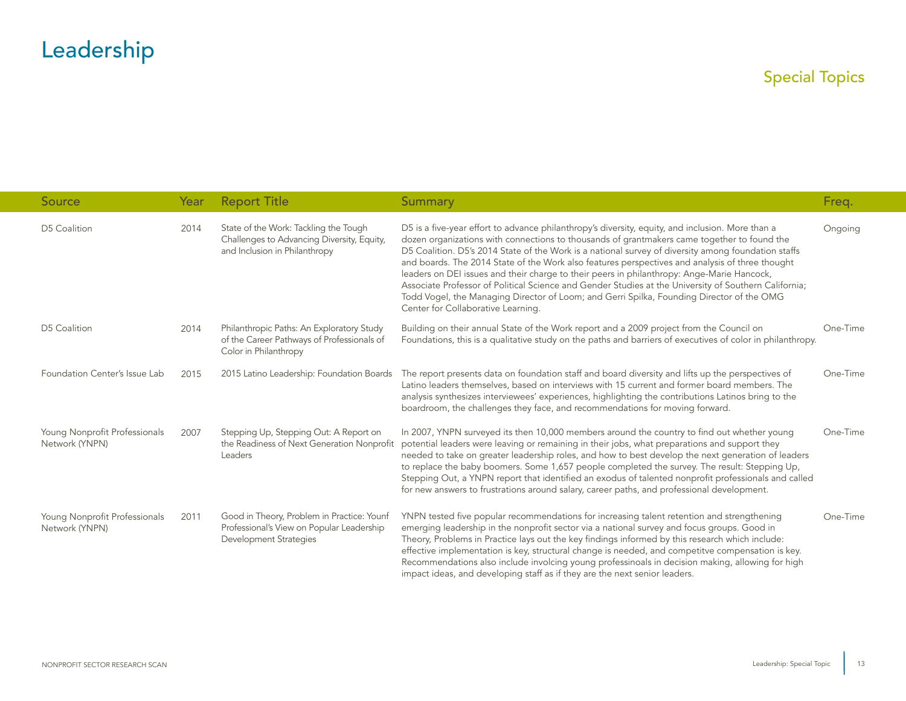# Leadership

## Special Topics

| Source | Year | Report Title | Summary | Freq. |
| --- | --- | --- | --- | --- |
| D5 Coalition | 2014 | State of the Work: Tackling the Tough Challenges to Advancing Diversity, Equity, and Inclusion in Philanthropy | D5 is a five-year effort to advance philanthropy's diversity, equity, and inclusion. More than a dozen organizations with connections to thousands of grantmakers came together to found the D5 Coalition. D5's 2014 State of the Work is a national survey of diversity among foundation staffs and boards. The 2014 State of the Work also features perspectives and analysis of three thought leaders on DEI issues and their charge to their peers in philanthropy: Ange-Marie Hancock, Associate Professor of Political Science and Gender Studies at the University of Southern California; Todd Vogel, the Managing Director of Loom; and Gerri Spilka, Founding Director of the OMG Center for Collaborative Learning. | Ongoing |
| D5 Coalition | 2014 | Philanthropic Paths: An Exploratory Study of the Career Pathways of Professionals of Color in Philanthropy | Building on their annual State of the Work report and a 2009 project from the Council on Foundations, this is a qualitative study on the paths and barriers of executives of color in philanthropy. | One-Time |
| Foundation Center's Issue Lab | 2015 | 2015 Latino Leadership: Foundation Boards | The report presents data on foundation staff and board diversity and lifts up the perspectives of Latino leaders themselves, based on interviews with 15 current and former board members. The analysis synthesizes interviewees' experiences, highlighting the contributions Latinos bring to the boardroom, the challenges they face, and recommendations for moving forward. | One-Time |
| Young Nonprofit Professionals Network (YNPN) | 2007 | Stepping Up, Stepping Out: A Report on the Readiness of Next Generation Nonprofit Leaders | In 2007, YNPN surveyed its then 10,000 members around the country to find out whether young potential leaders were leaving or remaining in their jobs, what preparations and support they needed to take on greater leadership roles, and how to best develop the next generation of leaders to replace the baby boomers. Some 1,657 people completed the survey. The result: Stepping Up, Stepping Out, a YNPN report that identified an exodus of talented nonprofit professionals and called for new answers to frustrations around salary, career paths, and professional development. | One-Time |
| Young Nonprofit Professionals Network (YNPN) | 2011 | Good in Theory, Problem in Practice: Younf Professional's View on Popular Leadership Development Strategies | YNPN tested five popular recommendations for increasing talent retention and strengthening emerging leadership in the nonprofit sector via a national survey and focus groups. Good in Theory, Problems in Practice lays out the key findings informed by this research which include: effective implementation is key, structural change is needed, and competitve compensation is key. Recommendations also include involcing young professinoals in decision making, allowing for high impact ideas, and developing staff as if they are the next senior leaders. | One-Time |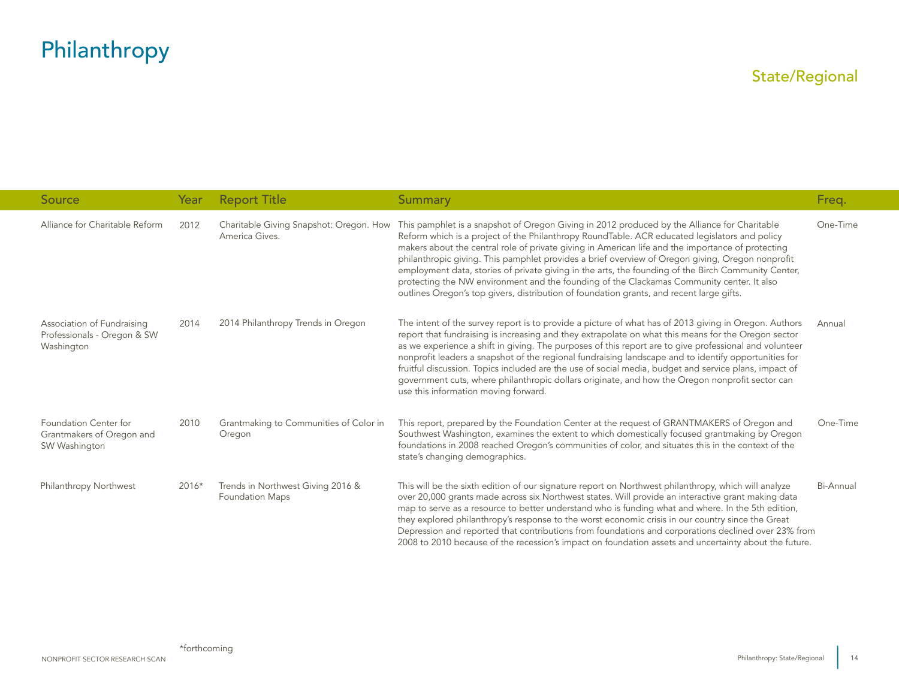# Philanthropy

## State/Regional

| Source | Year | Report Title | Summary | Freq. |
|---|---|---|---|---|
| Alliance for Charitable Reform | 2012 | Charitable Giving Snapshot: Oregon. How America Gives. | This pamphlet is a snapshot of Oregon Giving in 2012 produced by the Alliance for Charitable Reform which is a project of the Philanthropy RoundTable. ACR educated legislators and policy makers about the central role of private giving in American life and the importance of protecting philanthropic giving. This pamphlet provides a brief overview of Oregon giving, Oregon nonprofit employment data, stories of private giving in the arts, the founding of the Birch Community Center, protecting the NW environment and the founding of the Clackamas Community center. It also outlines Oregon's top givers, distribution of foundation grants, and recent large gifts. | One-Time |
| Association of Fundraising Professionals - Oregon & SW Washington | 2014 | 2014 Philanthropy Trends in Oregon | The intent of the survey report is to provide a picture of what has of 2013 giving in Oregon. Authors report that fundraising is increasing and they extrapolate on what this means for the Oregon sector as we experience a shift in giving. The purposes of this report are to give professional and volunteer nonprofit leaders a snapshot of the regional fundraising landscape and to identify opportunities for fruitful discussion. Topics included are the use of social media, budget and service plans, impact of government cuts, where philanthropic dollars originate, and how the Oregon nonprofit sector can use this information moving forward. | Annual |
| Foundation Center for Grantmakers of Oregon and SW Washington | 2010 | Grantmaking to Communities of Color in Oregon | This report, prepared by the Foundation Center at the request of GRANTMAKERS of Oregon and Southwest Washington, examines the extent to which domestically focused grantmaking by Oregon foundations in 2008 reached Oregon's communities of color, and situates this in the context of the state's changing demographics. | One-Time |
| Philanthropy Northwest | 2016* | Trends in Northwest Giving 2016 & Foundation Maps | This will be the sixth edition of our signature report on Northwest philanthropy, which will analyze over 20,000 grants made across six Northwest states. Will provide an interactive grant making data map to serve as a resource to better understand who is funding what and where. In the 5th edition, they explored philanthropy's response to the worst economic crisis in our country since the Great Depression and reported that contributions from foundations and corporations declined over 23% from 2008 to 2010 because of the recession's impact on foundation assets and uncertainty about the future. | Bi-Annual |

*forthcoming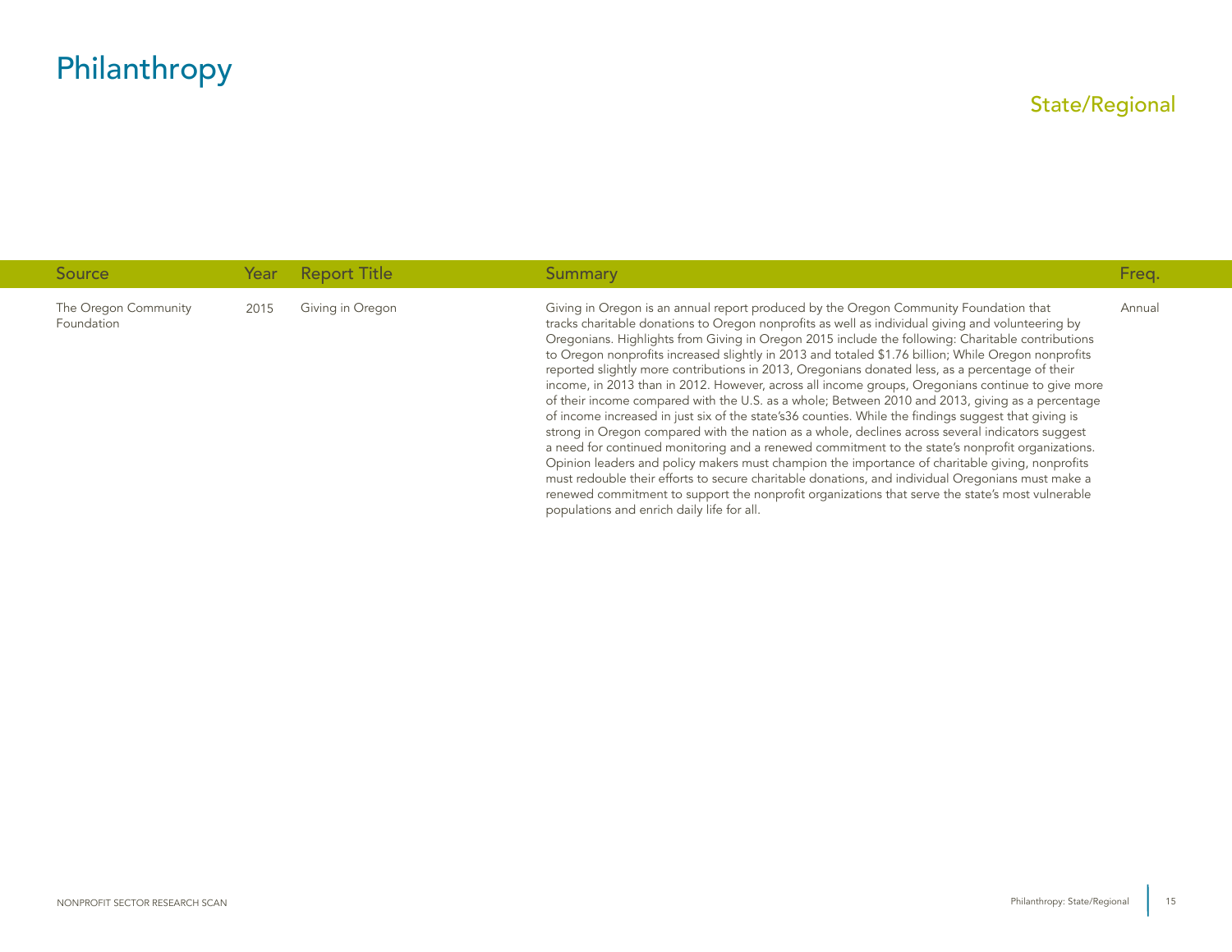# Philanthropy

## State/Regional

| Source | Year | Report Title | Summary | Freq. |
|---|---|---|---|---|
| The Oregon Community Foundation | 2015 | Giving in Oregon | Giving in Oregon is an annual report produced by the Oregon Community Foundation that tracks charitable donations to Oregon nonprofits as well as individual giving and volunteering by Oregonians. Highlights from Giving in Oregon 2015 include the following: Charitable contributions to Oregon nonprofits increased slightly in 2013 and totaled $1.76 billion; While Oregon nonprofits reported slightly more contributions in 2013, Oregonians donated less, as a percentage of their income, in 2013 than in 2012. However, across all income groups, Oregonians continue to give more of their income compared with the U.S. as a whole; Between 2010 and 2013, giving as a percentage of income increased in just six of the state's36 counties. While the findings suggest that giving is strong in Oregon compared with the nation as a whole, declines across several indicators suggest a need for continued monitoring and a renewed commitment to the state's nonprofit organizations. Opinion leaders and policy makers must champion the importance of charitable giving, nonprofits must redouble their efforts to secure charitable donations, and individual Oregonians must make a renewed commitment to support the nonprofit organizations that serve the state's most vulnerable populations and enrich daily life for all. | Annual |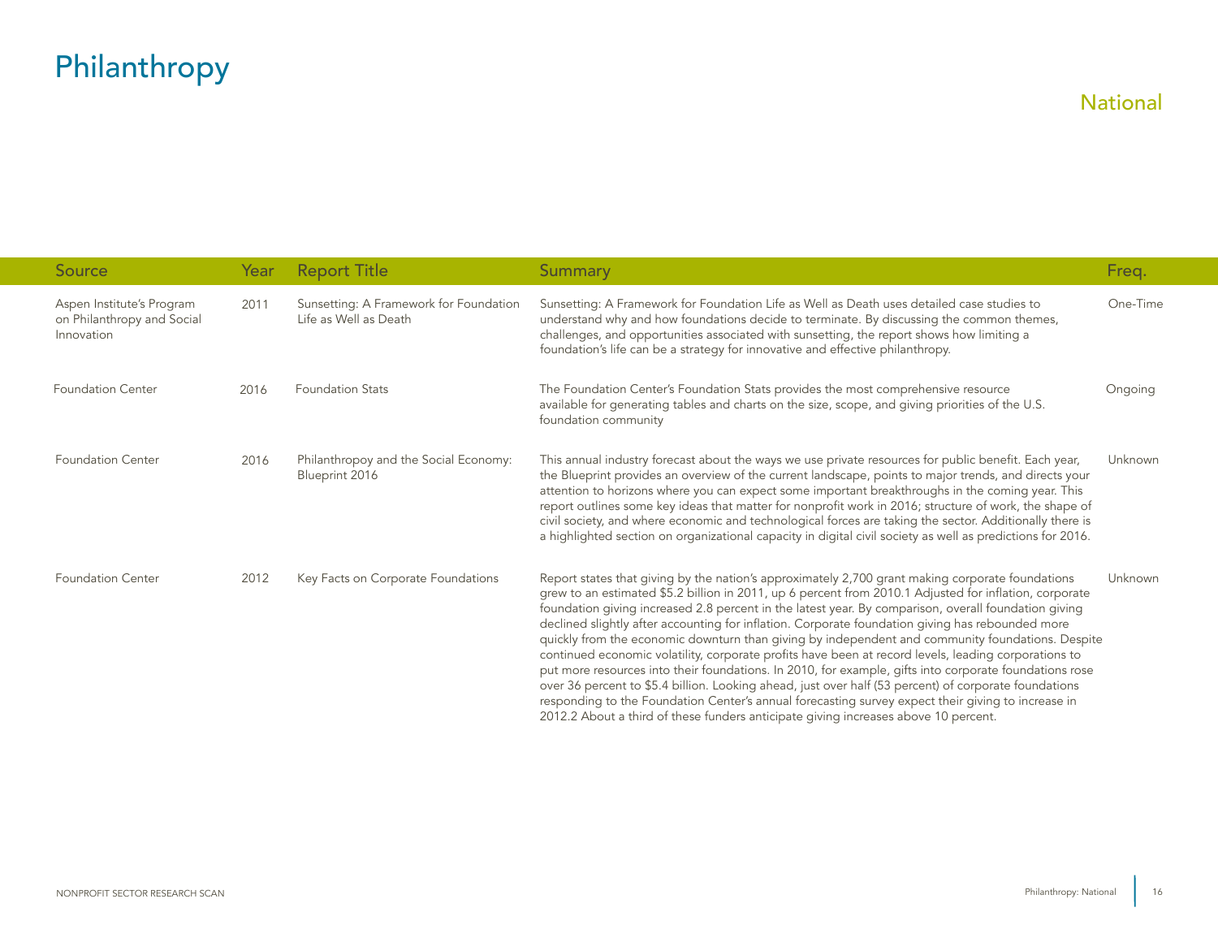# Philanthropy

## National

| Source | Year | Report Title | Summary | Freq. |
|---|---|---|---|---|
| Aspen Institute's Program on Philanthropy and Social Innovation | 2011 | Sunsetting: A Framework for Foundation Life as Well as Death | Sunsetting: A Framework for Foundation Life as Well as Death uses detailed case studies to understand why and how foundations decide to terminate. By discussing the common themes, challenges, and opportunities associated with sunsetting, the report shows how limiting a foundation's life can be a strategy for innovative and effective philanthropy. | One-Time |
| Foundation Center | 2016 | Foundation Stats | The Foundation Center's Foundation Stats provides the most comprehensive resource available for generating tables and charts on the size, scope, and giving priorities of the U.S. foundation community | Ongoing |
| Foundation Center | 2016 | Philanthropoy and the Social Economy: Blueprint 2016 | This annual industry forecast about the ways we use private resources for public benefit. Each year, the Blueprint provides an overview of the current landscape, points to major trends, and directs your attention to horizons where you can expect some important breakthroughs in the coming year. This report outlines some key ideas that matter for nonprofit work in 2016; structure of work, the shape of civil society, and where economic and technological forces are taking the sector. Additionally there is a highlighted section on organizational capacity in digital civil society as well as predictions for 2016. | Unknown |
| Foundation Center | 2012 | Key Facts on Corporate Foundations | Report states that giving by the nation's approximately 2,700 grant making corporate foundations grew to an estimated $5.2 billion in 2011, up 6 percent from 2010.1 Adjusted for inflation, corporate foundation giving increased 2.8 percent in the latest year. By comparison, overall foundation giving declined slightly after accounting for inflation. Corporate foundation giving has rebounded more quickly from the economic downturn than giving by independent and community foundations. Despite continued economic volatility, corporate profits have been at record levels, leading corporations to put more resources into their foundations. In 2010, for example, gifts into corporate foundations rose over 36 percent to $5.4 billion. Looking ahead, just over half (53 percent) of corporate foundations responding to the Foundation Center's annual forecasting survey expect their giving to increase in 2012.2 About a third of these funders anticipate giving increases above 10 percent. | Unknown |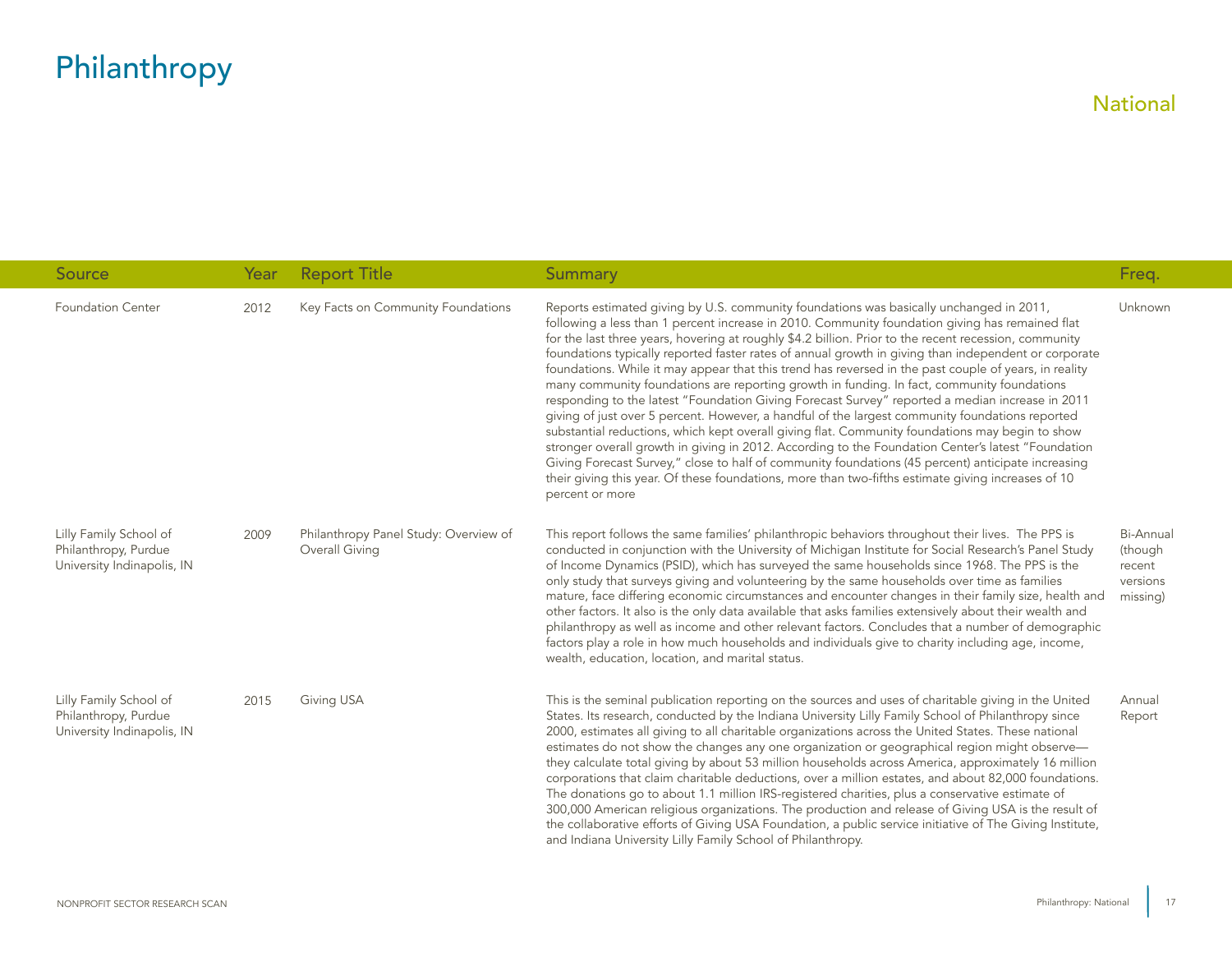# Philanthropy

## National

| Source | Year | Report Title | Summary | Freq. |
|---|---|---|---|---|
| Foundation Center | 2012 | Key Facts on Community Foundations | Reports estimated giving by U.S. community foundations was basically unchanged in 2011, following a less than 1 percent increase in 2010. Community foundation giving has remained flat for the last three years, hovering at roughly $4.2 billion. Prior to the recent recession, community foundations typically reported faster rates of annual growth in giving than independent or corporate foundations. While it may appear that this trend has reversed in the past couple of years, in reality many community foundations are reporting growth in funding. In fact, community foundations responding to the latest "Foundation Giving Forecast Survey" reported a median increase in 2011 giving of just over 5 percent. However, a handful of the largest community foundations reported substantial reductions, which kept overall giving flat. Community foundations may begin to show stronger overall growth in giving in 2012. According to the Foundation Center's latest "Foundation Giving Forecast Survey," close to half of community foundations (45 percent) anticipate increasing their giving this year. Of these foundations, more than two-fifths estimate giving increases of 10 percent or more | Unknown |
| Lilly Family School of Philanthropy, Purdue University Indianapolis, IN | 2009 | Philanthropy Panel Study: Overview of Overall Giving | This report follows the same families' philanthropic behaviors throughout their lives. The PPS is conducted in conjunction with the University of Michigan Institute for Social Research's Panel Study of Income Dynamics (PSID), which has surveyed the same households since 1968. The PPS is the only study that surveys giving and volunteering by the same households over time as families mature, face differing economic circumstances and encounter changes in their family size, health and other factors. It also is the only data available that asks families extensively about their wealth and philanthropy as well as income and other relevant factors. Concludes that a number of demographic factors play a role in how much households and individuals give to charity including age, income, wealth, education, location, and marital status. | Bi-Annual (though recent versions missing) |
| Lilly Family School of Philanthropy, Purdue University Indianapolis, IN | 2015 | Giving USA | This is the seminal publication reporting on the sources and uses of charitable giving in the United States. Its research, conducted by the Indiana University Lilly Family School of Philanthropy since 2000, estimates all giving to all charitable organizations across the United States. These national estimates do not show the changes any one organization or geographical region might observe—they calculate total giving by about 53 million households across America, approximately 16 million corporations that claim charitable deductions, over a million estates, and about 82,000 foundations. The donations go to about 1.1 million IRS-registered charities, plus a conservative estimate of 300,000 American religious organizations. The production and release of Giving USA is the result of the collaborative efforts of Giving USA Foundation, a public service initiative of The Giving Institute, and Indiana University Lilly Family School of Philanthropy. | Annual Report |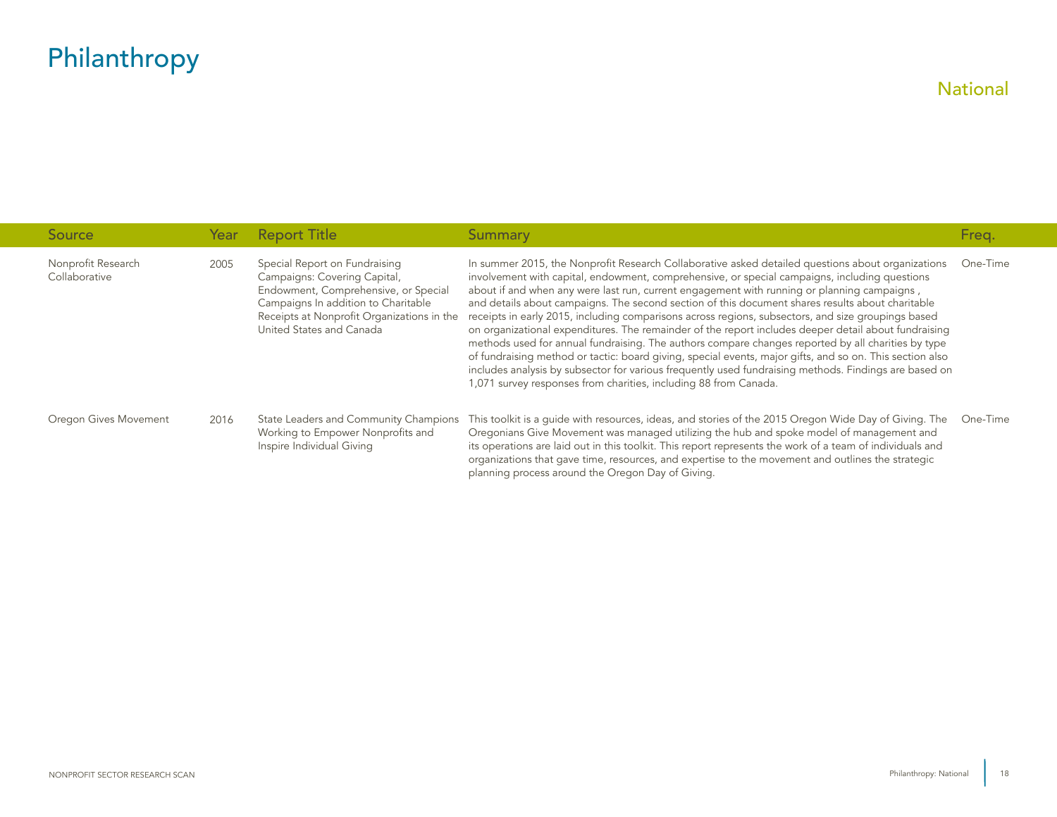# Philanthropy

## National

| Source | Year | Report Title | Summary | Freq. |
|---|---|---|---|---|
| Nonprofit Research Collaborative | 2005 | Special Report on Fundraising Campaigns: Covering Capital, Endowment, Comprehensive, or Special Campaigns In addition to Charitable Receipts at Nonprofit Organizations in the United States and Canada | In summer 2015, the Nonprofit Research Collaborative asked detailed questions about organizations involvement with capital, endowment, comprehensive, or special campaigns, including questions about if and when any were last run, current engagement with running or planning campaigns , and details about campaigns. The second section of this document shares results about charitable receipts in early 2015, including comparisons across regions, subsectors, and size groupings based on organizational expenditures. The remainder of the report includes deeper detail about fundraising methods used for annual fundraising. The authors compare changes reported by all charities by type of fundraising method or tactic: board giving, special events, major gifts, and so on. This section also includes analysis by subsector for various frequently used fundraising methods. Findings are based on 1,071 survey responses from charities, including 88 from Canada. | One-Time |
| Oregon Gives Movement | 2016 | State Leaders and Community Champions Working to Empower Nonprofits and Inspire Individual Giving | This toolkit is a guide with resources, ideas, and stories of the 2015 Oregon Wide Day of Giving. The Oregonians Give Movement was managed utilizing the hub and spoke model of management and its operations are laid out in this toolkit. This report represents the work of a team of individuals and organizations that gave time, resources, and expertise to the movement and outlines the strategic planning process around the Oregon Day of Giving. | One-Time |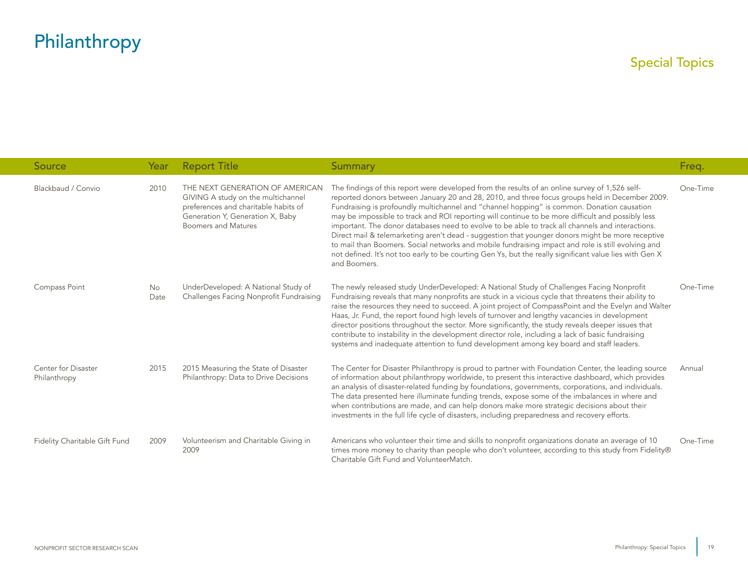# Philanthropy

## Special Topics

| Source | Year | Report Title | Summary | Freq. |
|---|---|---|---|---|
| Blackbaud / Convio | 2010 | THE NEXT GENERATION OF AMERICAN GIVING A study on the multichannel preferences and charitable habits of Generation Y, Generation X, Baby Boomers and Matures | The findings of this report were developed from the results of an online survey of 1,526 self-reported donors between January 20 and 28, 2010, and three focus groups held in December 2009. Fundraising is profoundly multichannel and "channel hopping" is common. Donation causation may be impossible to track and ROI reporting will continue to be more difficult and possibly less important. The donor databases need to evolve to be able to track all channels and interactions. Direct mail & telemarketing aren't dead - suggestion that younger donors might be more receptive to mail than Boomers. Social networks and mobile fundraising impact and role is still evolving and not defined. It's not too early to be courting Gen Ys, but the really significant value lies with Gen X and Boomers. | One-Time |
| Compass Point | No Date | UnderDeveloped: A National Study of Challenges Facing Nonprofit Fundraising | The newly released study UnderDeveloped: A National Study of Challenges Facing Nonprofit Fundraising reveals that many nonprofits are stuck in a vicious cycle that threatens their ability to raise the resources they need to succeed. A joint project of CompassPoint and the Evelyn and Walter Haas, Jr. Fund, the report found high levels of turnover and lengthy vacancies in development director positions throughout the sector. More significantly, the study reveals deeper issues that contribute to instability in the development director role, including a lack of basic fundraising systems and inadequate attention to fund development among key board and staff leaders. | One-Time |
| Center for Disaster Philanthropy | 2015 | 2015 Measuring the State of Disaster Philanthropy: Data to Drive Decisions | The Center for Disaster Philanthropy is proud to partner with Foundation Center, the leading source of information about philanthropy worldwide, to present this interactive dashboard, which provides an analysis of disaster-related funding by foundations, governments, corporations, and individuals. The data presented here illuminate funding trends, expose some of the imbalances in where and when contributions are made, and can help donors make more strategic decisions about their investments in the full life cycle of disasters, including preparedness and recovery efforts. | Annual |
| Fidelity Charitable Gift Fund | 2009 | Volunteerism and Charitable Giving in 2009 | Americans who volunteer their time and skills to nonprofit organizations donate an average of 10 times more money to charity than people who don't volunteer, according to this study from Fidelity® Charitable Gift Fund and VolunteerMatch. | One-Time |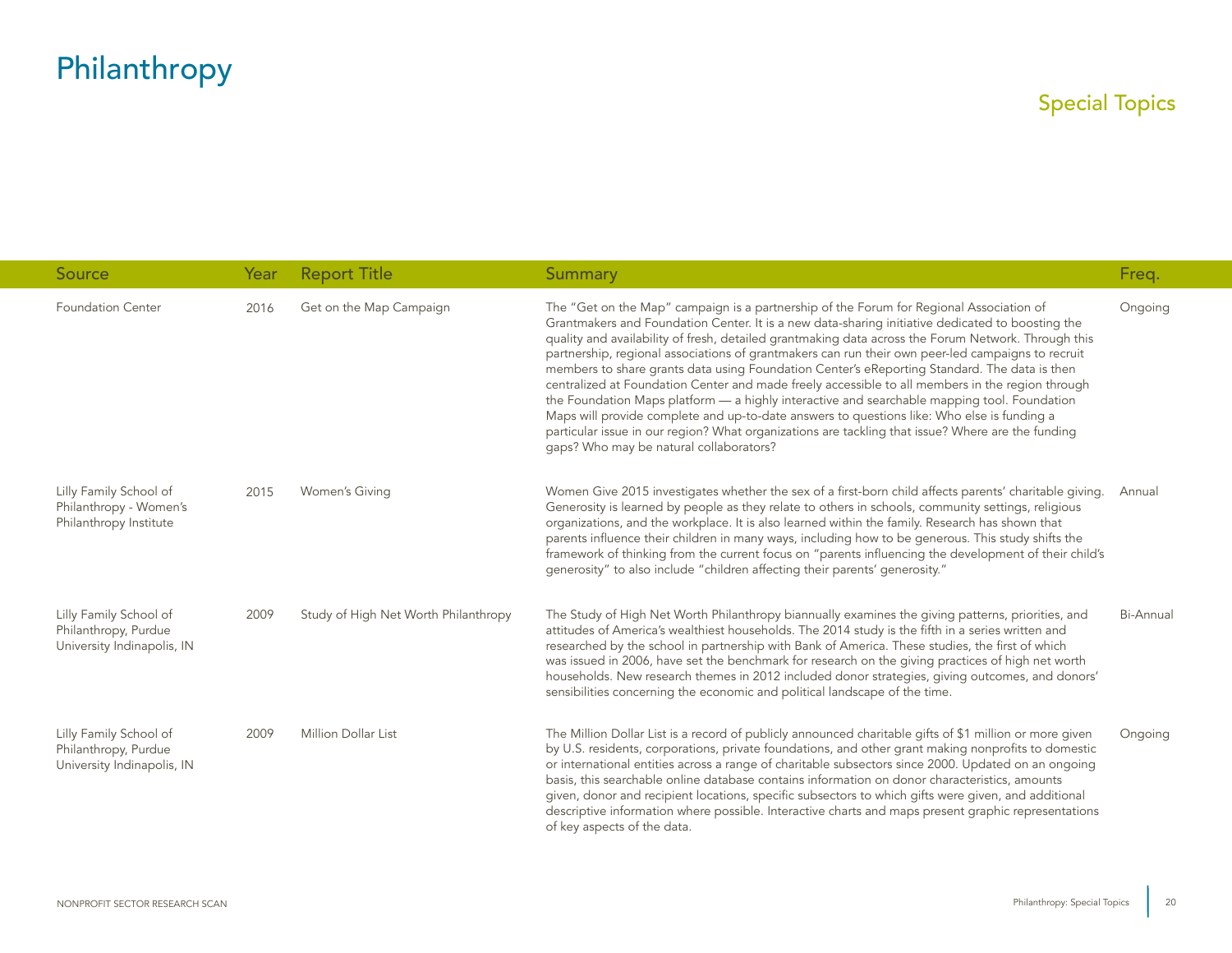# Philanthropy

## Special Topics

| Source | Year | Report Title | Summary | Freq. |
|---|---|---|---|---|
| Foundation Center | 2016 | Get on the Map Campaign | The "Get on the Map" campaign is a partnership of the Forum for Regional Association of Grantmakers and Foundation Center. It is a new data-sharing initiative dedicated to boosting the quality and availability of fresh, detailed grantmaking data across the Forum Network. Through this partnership, regional associations of grantmakers can run their own peer-led campaigns to recruit members to share grants data using Foundation Center's eReporting Standard. The data is then centralized at Foundation Center and made freely accessible to all members in the region through the Foundation Maps platform — a highly interactive and searchable mapping tool. Foundation Maps will provide complete and up-to-date answers to questions like: Who else is funding a particular issue in our region? What organizations are tackling that issue? Where are the funding gaps? Who may be natural collaborators? | Ongoing |
| Lilly Family School of Philanthropy - Women's Philanthropy Institute | 2015 | Women's Giving | Women Give 2015 investigates whether the sex of a first-born child affects parents' charitable giving. Generosity is learned by people as they relate to others in schools, community settings, religious organizations, and the workplace. It is also learned within the family. Research has shown that parents influence their children in many ways, including how to be generous. This study shifts the framework of thinking from the current focus on "parents influencing the development of their child's generosity" to also include "children affecting their parents' generosity." | Annual |
| Lilly Family School of Philanthropy, Purdue University Indinapolis, IN | 2009 | Study of High Net Worth Philanthropy | The Study of High Net Worth Philanthropy biannually examines the giving patterns, priorities, and attitudes of America's wealthiest households. The 2014 study is the fifth in a series written and researched by the school in partnership with Bank of America. These studies, the first of which was issued in 2006, have set the benchmark for research on the giving practices of high net worth households. New research themes in 2012 included donor strategies, giving outcomes, and donors' sensibilities concerning the economic and political landscape of the time. | Bi-Annual |
| Lilly Family School of Philanthropy, Purdue University Indinapolis, IN | 2009 | Million Dollar List | The Million Dollar List is a record of publicly announced charitable gifts of $1 million or more given by U.S. residents, corporations, private foundations, and other grant making nonprofits to domestic or international entities across a range of charitable subsectors since 2000. Updated on an ongoing basis, this searchable online database contains information on donor characteristics, amounts given, donor and recipient locations, specific subsectors to which gifts were given, and additional descriptive information where possible. Interactive charts and maps present graphic representations of key aspects of the data. | Ongoing |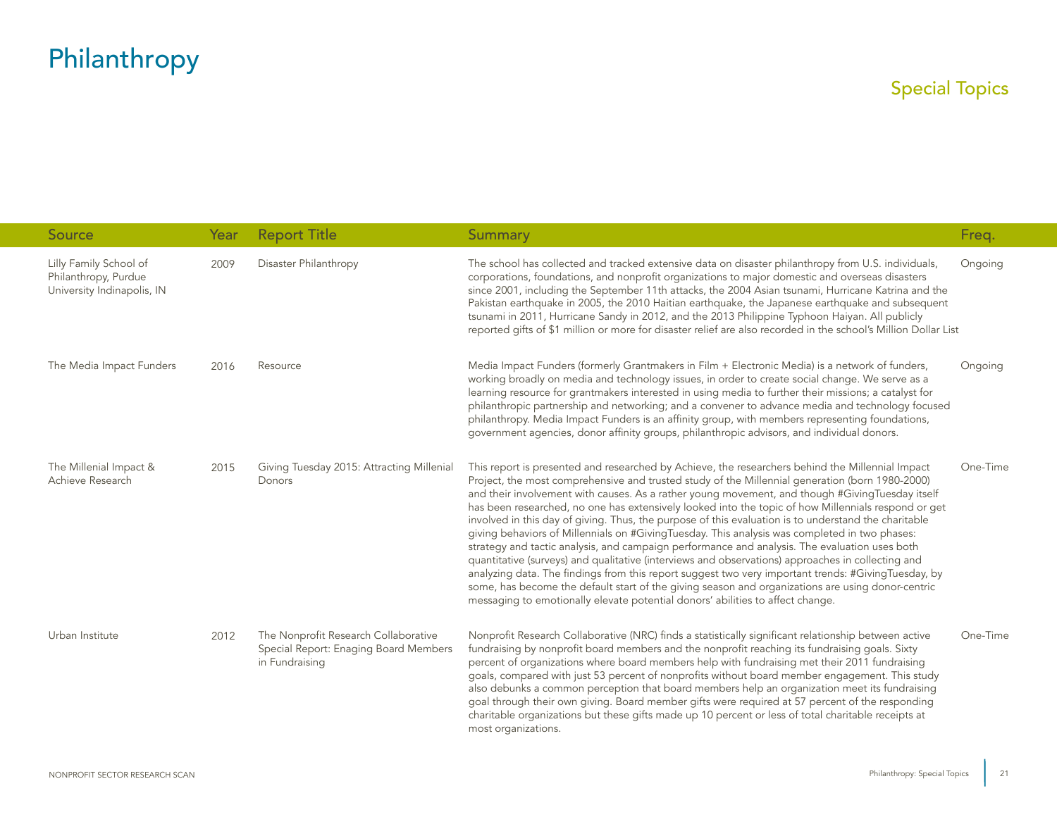# Philanthropy

## Special Topics

| Source | Year | Report Title | Summary | Freq. |
|---|---|---|---|---|
| Lilly Family School of Philanthropy, Purdue University Indinapolis, IN | 2009 | Disaster Philanthropy | The school has collected and tracked extensive data on disaster philanthropy from U.S. individuals, corporations, foundations, and nonprofit organizations to major domestic and overseas disasters since 2001, including the September 11th attacks, the 2004 Asian tsunami, Hurricane Katrina and the Pakistan earthquake in 2005, the 2010 Haitian earthquake, the Japanese earthquake and subsequent tsunami in 2011, Hurricane Sandy in 2012, and the 2013 Philippine Typhoon Haiyan. All publicly reported gifts of $1 million or more for disaster relief are also recorded in the school's Million Dollar List | Ongoing |
| The Media Impact Funders | 2016 | Resource | Media Impact Funders (formerly Grantmakers in Film + Electronic Media) is a network of funders, working broadly on media and technology issues, in order to create social change. We serve as a learning resource for grantmakers interested in using media to further their missions; a catalyst for philanthropic partnership and networking; and a convener to advance media and technology focused philanthropy. Media Impact Funders is an affinity group, with members representing foundations, government agencies, donor affinity groups, philanthropic advisors, and individual donors. | Ongoing |
| The Millenial Impact & Achieve Research | 2015 | Giving Tuesday 2015: Attracting Millenial Donors | This report is presented and researched by Achieve, the researchers behind the Millennial Impact Project, the most comprehensive and trusted study of the Millennial generation (born 1980-2000) and their involvement with causes. As a rather young movement, and though #GivingTuesday itself has been researched, no one has extensively looked into the topic of how Millennials respond or get involved in this day of giving. Thus, the purpose of this evaluation is to understand the charitable giving behaviors of Millennials on #GivingTuesday. This analysis was completed in two phases: strategy and tactic analysis, and campaign performance and analysis. The evaluation uses both quantitative (surveys) and qualitative (interviews and observations) approaches in collecting and analyzing data. The findings from this report suggest two very important trends: #GivingTuesday, by some, has become the default start of the giving season and organizations are using donor-centric messaging to emotionally elevate potential donors' abilities to affect change. | One-Time |
| Urban Institute | 2012 | The Nonprofit Research Collaborative Special Report: Enaging Board Members in Fundraising | Nonprofit Research Collaborative (NRC) finds a statistically significant relationship between active fundraising by nonprofit board members and the nonprofit reaching its fundraising goals. Sixty percent of organizations where board members help with fundraising met their 2011 fundraising goals, compared with just 53 percent of nonprofits without board member engagement. This study also debunks a common perception that board members help an organization meet its fundraising goal through their own giving. Board member gifts were required at 57 percent of the responding charitable organizations but these gifts made up 10 percent or less of total charitable receipts at most organizations. | One-Time |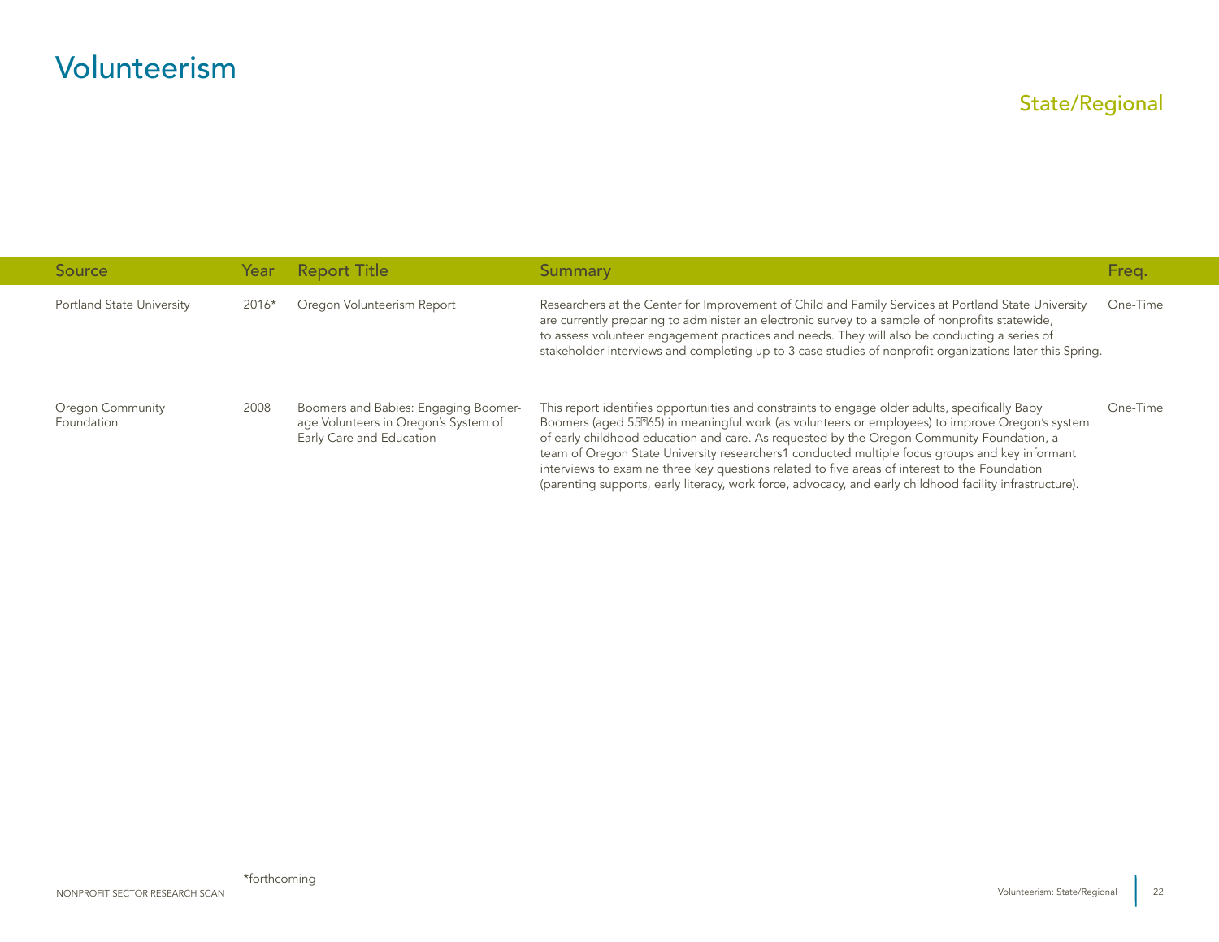# Volunteerism

## State/Regional

| Source | Year | Report Title | Summary | Freq. |
|---|---|---|---|---|
| Portland State University | 2016* | Oregon Volunteerism Report | Researchers at the Center for Improvement of Child and Family Services at Portland State University are currently preparing to administer an electronic survey to a sample of nonprofits statewide, to assess volunteer engagement practices and needs. They will also be conducting a series of stakeholder interviews and completing up to 3 case studies of nonprofit organizations later this Spring. | One-Time |
| Oregon Community Foundation | 2008 | Boomers and Babies: Engaging Boomer-age Volunteers in Oregon's System of Early Care and Education | This report identifies opportunities and constraints to engage older adults, specifically Baby Boomers (aged 55–65) in meaningful work (as volunteers or employees) to improve Oregon's system of early childhood education and care. As requested by the Oregon Community Foundation, a team of Oregon State University researchers1 conducted multiple focus groups and key informant interviews to examine three key questions related to five areas of interest to the Foundation (parenting supports, early literacy, work force, advocacy, and early childhood facility infrastructure). | One-Time |

*forthcoming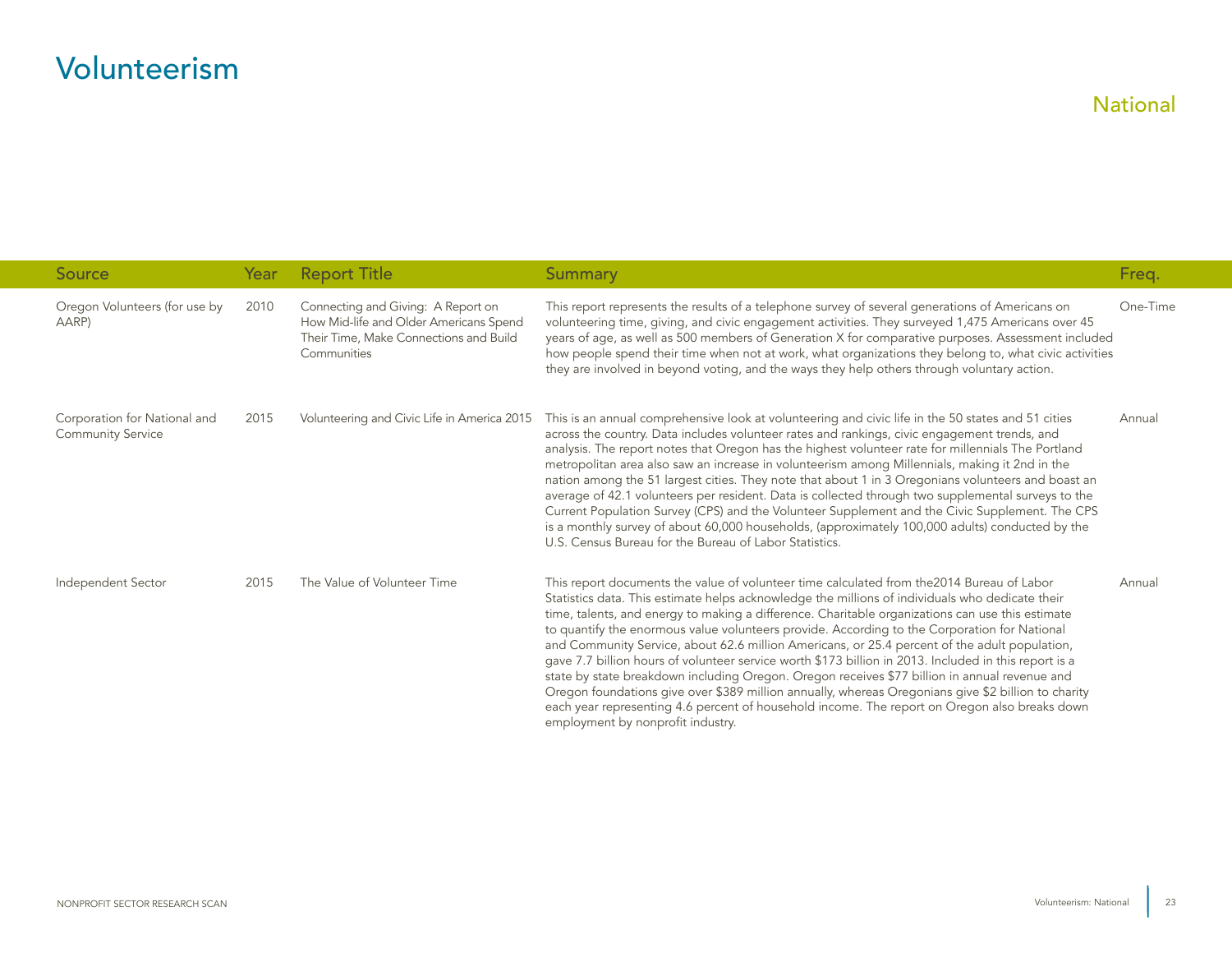# Volunteerism

## National

| Source | Year | Report Title | Summary | Freq. |
|---|---|---|---|---|
| Oregon Volunteers (for use by AARP) | 2010 | Connecting and Giving: A Report on How Mid-life and Older Americans Spend Their Time, Make Connections and Build Communities | This report represents the results of a telephone survey of several generations of Americans on volunteering time, giving, and civic engagement activities. They surveyed 1,475 Americans over 45 years of age, as well as 500 members of Generation X for comparative purposes. Assessment included how people spend their time when not at work, what organizations they belong to, what civic activities they are involved in beyond voting, and the ways they help others through voluntary action. | One-Time |
| Corporation for National and Community Service | 2015 | Volunteering and Civic Life in America 2015 | This is an annual comprehensive look at volunteering and civic life in the 50 states and 51 cities across the country. Data includes volunteer rates and rankings, civic engagement trends, and analysis. The report notes that Oregon has the highest volunteer rate for millennials The Portland metropolitan area also saw an increase in volunteerism among Millennials, making it 2nd in the nation among the 51 largest cities. They note that about 1 in 3 Oregonians volunteers and boast an average of 42.1 volunteers per resident. Data is collected through two supplemental surveys to the Current Population Survey (CPS) and the Volunteer Supplement and the Civic Supplement. The CPS is a monthly survey of about 60,000 households, (approximately 100,000 adults) conducted by the U.S. Census Bureau for the Bureau of Labor Statistics. | Annual |
| Independent Sector | 2015 | The Value of Volunteer Time | This report documents the value of volunteer time calculated from the2014 Bureau of Labor Statistics data. This estimate helps acknowledge the millions of individuals who dedicate their time, talents, and energy to making a difference. Charitable organizations can use this estimate to quantify the enormous value volunteers provide. According to the Corporation for National and Community Service, about 62.6 million Americans, or 25.4 percent of the adult population, gave 7.7 billion hours of volunteer service worth $173 billion in 2013. Included in this report is a state by state breakdown including Oregon. Oregon receives $77 billion in annual revenue and Oregon foundations give over $389 million annually, whereas Oregonians give $2 billion to charity each year representing 4.6 percent of household income. The report on Oregon also breaks down employment by nonprofit industry. | Annual |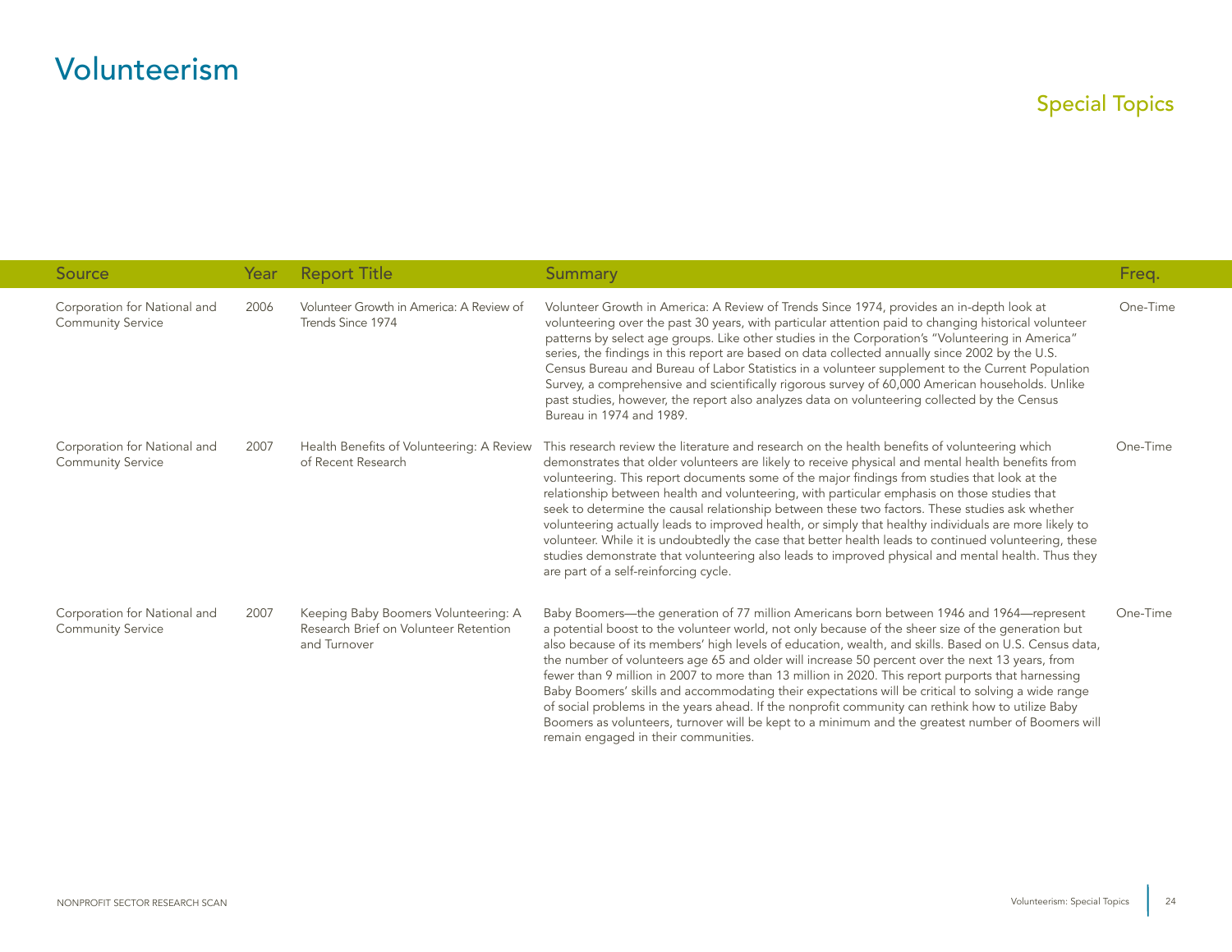# Volunteerism

## Special Topics

| Source | Year | Report Title | Summary | Freq. |
|---|---|---|---|---|
| Corporation for National and Community Service | 2006 | Volunteer Growth in America: A Review of Trends Since 1974 | Volunteer Growth in America: A Review of Trends Since 1974, provides an in-depth look at volunteering over the past 30 years, with particular attention paid to changing historical volunteer patterns by select age groups. Like other studies in the Corporation's "Volunteering in America" series, the findings in this report are based on data collected annually since 2002 by the U.S. Census Bureau and Bureau of Labor Statistics in a volunteer supplement to the Current Population Survey, a comprehensive and scientifically rigorous survey of 60,000 American households. Unlike past studies, however, the report also analyzes data on volunteering collected by the Census Bureau in 1974 and 1989. | One-Time |
| Corporation for National and Community Service | 2007 | Health Benefits of Volunteering: A Review of Recent Research | This research review the literature and research on the health benefits of volunteering which demonstrates that older volunteers are likely to receive physical and mental health benefits from volunteering. This report documents some of the major findings from studies that look at the relationship between health and volunteering, with particular emphasis on those studies that seek to determine the causal relationship between these two factors. These studies ask whether volunteering actually leads to improved health, or simply that healthy individuals are more likely to volunteer. While it is undoubtedly the case that better health leads to continued volunteering, these studies demonstrate that volunteering also leads to improved physical and mental health. Thus they are part of a self-reinforcing cycle. | One-Time |
| Corporation for National and Community Service | 2007 | Keeping Baby Boomers Volunteering: A Research Brief on Volunteer Retention and Turnover | Baby Boomers—the generation of 77 million Americans born between 1946 and 1964—represent a potential boost to the volunteer world, not only because of the sheer size of the generation but also because of its members' high levels of education, wealth, and skills. Based on U.S. Census data, the number of volunteers age 65 and older will increase 50 percent over the next 13 years, from fewer than 9 million in 2007 to more than 13 million in 2020. This report purports that harnessing Baby Boomers' skills and accommodating their expectations will be critical to solving a wide range of social problems in the years ahead. If the nonprofit community can rethink how to utilize Baby Boomers as volunteers, turnover will be kept to a minimum and the greatest number of Boomers will remain engaged in their communities. | One-Time |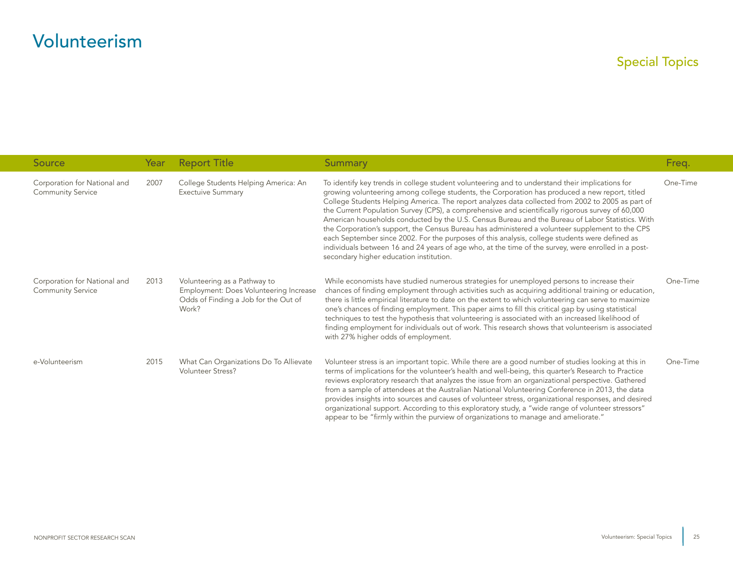# Volunteerism

## Special Topics

| Source | Year | Report Title | Summary | Freq. |
| --- | --- | --- | --- | --- |
| Corporation for National and Community Service | 2007 | College Students Helping America: An Exectuive Summary | To identify key trends in college student volunteering and to understand their implications for growing volunteering among college students, the Corporation has produced a new report, titled College Students Helping America. The report analyzes data collected from 2002 to 2005 as part of the Current Population Survey (CPS), a comprehensive and scientifically rigorous survey of 60,000 American households conducted by the U.S. Census Bureau and the Bureau of Labor Statistics. With the Corporation's support, the Census Bureau has administered a volunteer supplement to the CPS each September since 2002. For the purposes of this analysis, college students were defined as individuals between 16 and 24 years of age who, at the time of the survey, were enrolled in a post-secondary higher education institution. | One-Time |
| Corporation for National and Community Service | 2013 | Volunteering as a Pathway to Employment: Does Volunteering Increase Odds of Finding a Job for the Out of Work? | While economists have studied numerous strategies for unemployed persons to increase their chances of finding employment through activities such as acquiring additional training or education, there is little empirical literature to date on the extent to which volunteering can serve to maximize one's chances of finding employment. This paper aims to fill this critical gap by using statistical techniques to test the hypothesis that volunteering is associated with an increased likelihood of finding employment for individuals out of work. This research shows that volunteerism is associated with 27% higher odds of employment. | One-Time |
| e-Volunteerism | 2015 | What Can Organizations Do To Alleviate Volunteer Stress? | Volunteer stress is an important topic. While there are a good number of studies looking at this in terms of implications for the volunteer's health and well-being, this quarter's Research to Practice reviews exploratory research that analyzes the issue from an organizational perspective. Gathered from a sample of attendees at the Australian National Volunteering Conference in 2013, the data provides insights into sources and causes of volunteer stress, organizational responses, and desired organizational support. According to this exploratory study, a "wide range of volunteer stressors" appear to be "firmly within the purview of organizations to manage and ameliorate." | One-Time |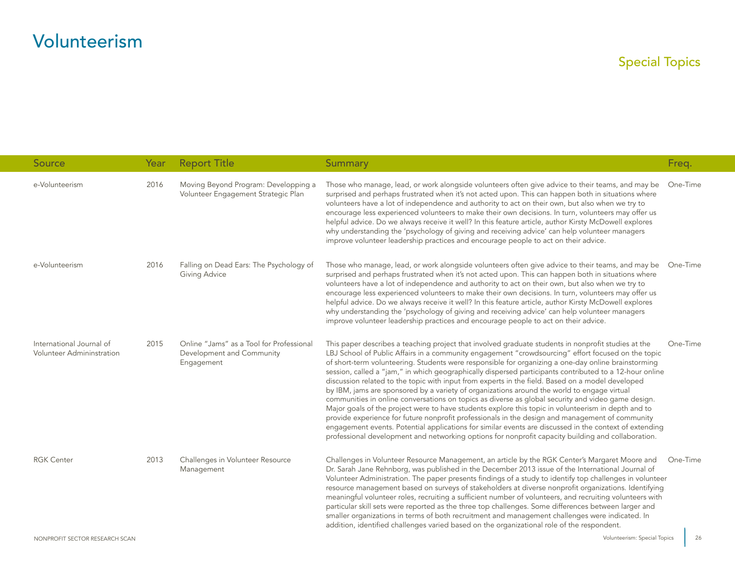# Volunteerism

## Special Topics

| Source | Year | Report Title | Summary | Freq. |
|---|---|---|---|---|
| e-Volunteerism | 2016 | Moving Beyond Program: Developping a Volunteer Engagement Strategic Plan | Those who manage, lead, or work alongside volunteers often give advice to their teams, and may be surprised and perhaps frustrated when it's not acted upon. This can happen both in situations where volunteers have a lot of independence and authority to act on their own, but also when we try to encourage less experienced volunteers to make their own decisions. In turn, volunteers may offer us helpful advice. Do we always receive it well? In this feature article, author Kirsty McDowell explores why understanding the 'psychology of giving and receiving advice' can help volunteer managers improve volunteer leadership practices and encourage people to act on their advice. | One-Time |
| e-Volunteerism | 2016 | Falling on Dead Ears: The Psychology of Giving Advice | Those who manage, lead, or work alongside volunteers often give advice to their teams, and may be surprised and perhaps frustrated when it's not acted upon. This can happen both in situations where volunteers have a lot of independence and authority to act on their own, but also when we try to encourage less experienced volunteers to make their own decisions. In turn, volunteers may offer us helpful advice. Do we always receive it well? In this feature article, author Kirsty McDowell explores why understanding the 'psychology of giving and receiving advice' can help volunteer managers improve volunteer leadership practices and encourage people to act on their advice. | One-Time |
| International Journal of Volunteer Admininstration | 2015 | Online "Jams" as a Tool for Professional Development and Community Engagement | This paper describes a teaching project that involved graduate students in nonprofit studies at the LBJ School of Public Affairs in a community engagement "crowdsourcing" effort focused on the topic of short-term volunteering. Students were responsible for organizing a one-day online brainstorming session, called a "jam," in which geographically dispersed participants contributed to a 12-hour online discussion related to the topic with input from experts in the field. Based on a model developed by IBM, jams are sponsored by a variety of organizations around the world to engage virtual communities in online conversations on topics as diverse as global security and video game design. Major goals of the project were to have students explore this topic in volunteerism in depth and to provide experience for future nonprofit professionals in the design and management of community engagement events. Potential applications for similar events are discussed in the context of extending professional development and networking options for nonprofit capacity building and collaboration. | One-Time |
| RGK Center | 2013 | Challenges in Volunteer Resource Management | Challenges in Volunteer Resource Management, an article by the RGK Center's Margaret Moore and Dr. Sarah Jane Rehnborg, was published in the December 2013 issue of the International Journal of Volunteer Administration. The paper presents findings of a study to identify top challenges in volunteer resource management based on surveys of stakeholders at diverse nonprofit organizations. Identifying meaningful volunteer roles, recruiting a sufficient number of volunteers, and recruiting volunteers with particular skill sets were reported as the three top challenges. Some differences between larger and smaller organizations in terms of both recruitment and management challenges were indicated. In addition, identified challenges varied based on the organizational role of the respondent. | One-Time |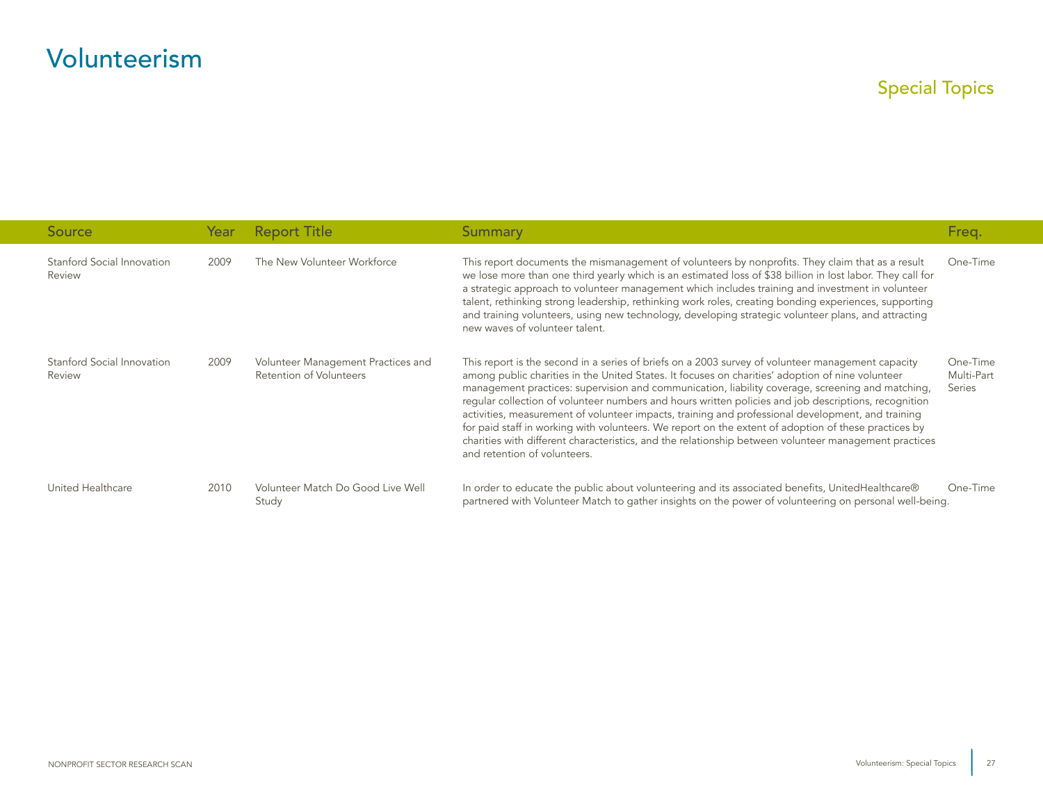# Volunteerism

## Special Topics

| Source | Year | Report Title | Summary | Freq. |
|---|---|---|---|---|
| Stanford Social Innovation Review | 2009 | The New Volunteer Workforce | This report documents the mismanagement of volunteers by nonprofits. They claim that as a result we lose more than one third yearly which is an estimated loss of $38 billion in lost labor. They call for a strategic approach to volunteer management which includes training and investment in volunteer talent, rethinking strong leadership, rethinking work roles, creating bonding experiences, supporting and training volunteers, using new technology, developing strategic volunteer plans, and attracting new waves of volunteer talent. | One-Time |
| Stanford Social Innovation Review | 2009 | Volunteer Management Practices and Retention of Volunteers | This report is the second in a series of briefs on a 2003 survey of volunteer management capacity among public charities in the United States. It focuses on charities' adoption of nine volunteer management practices: supervision and communication, liability coverage, screening and matching, regular collection of volunteer numbers and hours written policies and job descriptions, recognition activities, measurement of volunteer impacts, training and professional development, and training for paid staff in working with volunteers. We report on the extent of adoption of these practices by charities with different characteristics, and the relationship between volunteer management practices and retention of volunteers. | One-Time Multi-Part Series |
| United Healthcare | 2010 | Volunteer Match Do Good Live Well Study | In order to educate the public about volunteering and its associated benefits, UnitedHealthcare® partnered with Volunteer Match to gather insights on the power of volunteering on personal well-being. | One-Time |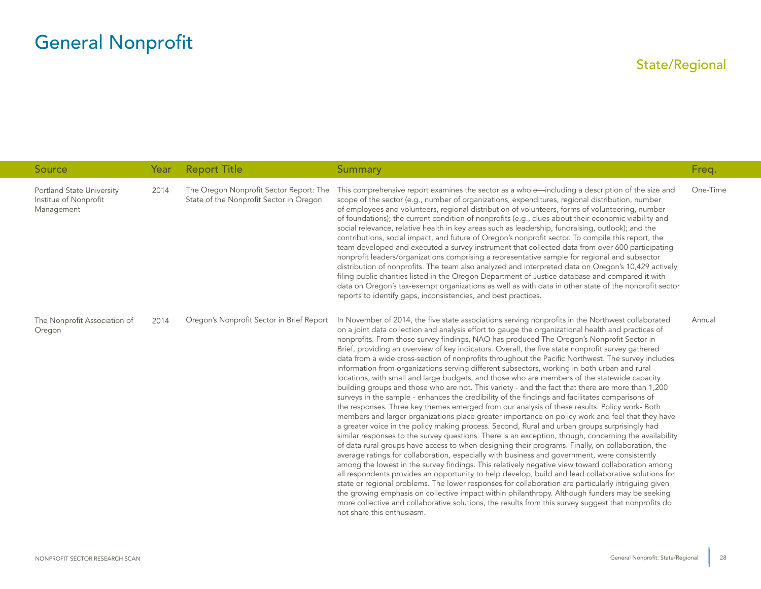# General Nonprofit

## State/Regional

| Source | Year | Report Title | Summary | Freq. |
|---|---|---|---|---|
| Portland State University Institue of Nonprofit Management | 2014 | The Oregon Nonprofit Sector Report: The State of the Nonprofit Sector in Oregon | This comprehensive report examines the sector as a whole—including a description of the size and scope of the sector (e.g., number of organizations, expenditures, regional distribution, number of employees and volunteers, regional distribution of volunteers, forms of volunteering, number of foundations); the current condition of nonprofits (e.g., clues about their economic viability and social relevance, relative health in key areas such as leadership, fundraising, outlook); and the contributions, social impact, and future of Oregon's nonprofit sector. To compile this report, the team developed and executed a survey instrument that collected data from over 600 participating nonprofit leaders/organizations comprising a representative sample for regional and subsector distribution of nonprofits. The team also analyzed and interpreted data on Oregon's 10,429 actively filing public charities listed in the Oregon Department of Justice database and compared it with data on Oregon's tax-exempt organizations as well as with data in other state of the nonprofit sector reports to identify gaps, inconsistencies, and best practices. | One-Time |
| The Nonprofit Association of Oregon | 2014 | Oregon's Nonprofit Sector in Brief Report | In November of 2014, the five state associations serving nonprofits in the Northwest collaborated on a joint data collection and analysis effort to gauge the organizational health and practices of nonprofits. From those survey findings, NAO has produced The Oregon's Nonprofit Sector in Brief, providing an overview of key indicators. Overall, the five state nonprofit survey gathered data from a wide cross-section of nonprofits throughout the Pacific Northwest. The survey includes information from organizations serving different subsectors, working in both urban and rural locations, with small and large budgets, and those who are members of the statewide capacity building groups and those who are not. This variety - and the fact that there are more than 1,200 surveys in the sample - enhances the credibility of the findings and facilitates comparisons of the responses. Three key themes emerged from our analysis of these results: Policy work- Both members and larger organizations place greater importance on policy work and feel that they have a greater voice in the policy making process. Second, Rural and urban groups surprisingly had similar responses to the survey questions. There is an exception, though, concerning the availability of data rural groups have access to when designing their programs. Finally, on collaboration, the average ratings for collaboration, especially with business and government, were consistently among the lowest in the survey findings. This relatively negative view toward collaboration among all respondents provides an opportunity to help develop, build and lead collaborative solutions for state or regional problems. The lower responses for collaboration are particularly intriguing given the growing emphasis on collective impact within philanthropy. Although funders may be seeking more collective and collaborative solutions, the results from this survey suggest that nonprofits do not share this enthusiasm. | Annual |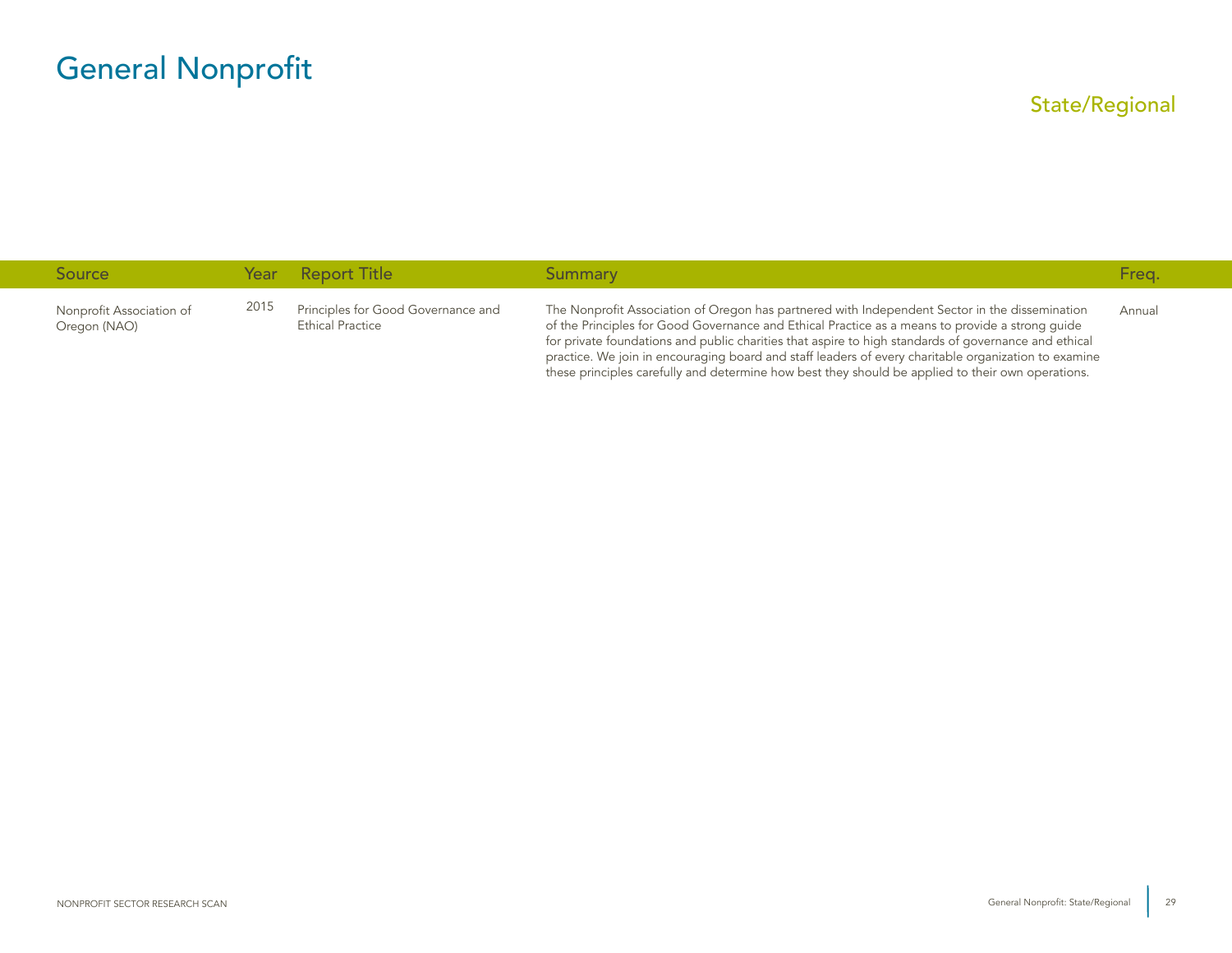# General Nonprofit

## State/Regional

| Source | Year | Report Title | Summary | Freq. |
|---|---|---|---|---|
| Nonprofit Association of Oregon (NAO) | 2015 | Principles for Good Governance and Ethical Practice | The Nonprofit Association of Oregon has partnered with Independent Sector in the dissemination of the Principles for Good Governance and Ethical Practice as a means to provide a strong guide for private foundations and public charities that aspire to high standards of governance and ethical practice. We join in encouraging board and staff leaders of every charitable organization to examine these principles carefully and determine how best they should be applied to their own operations. | Annual |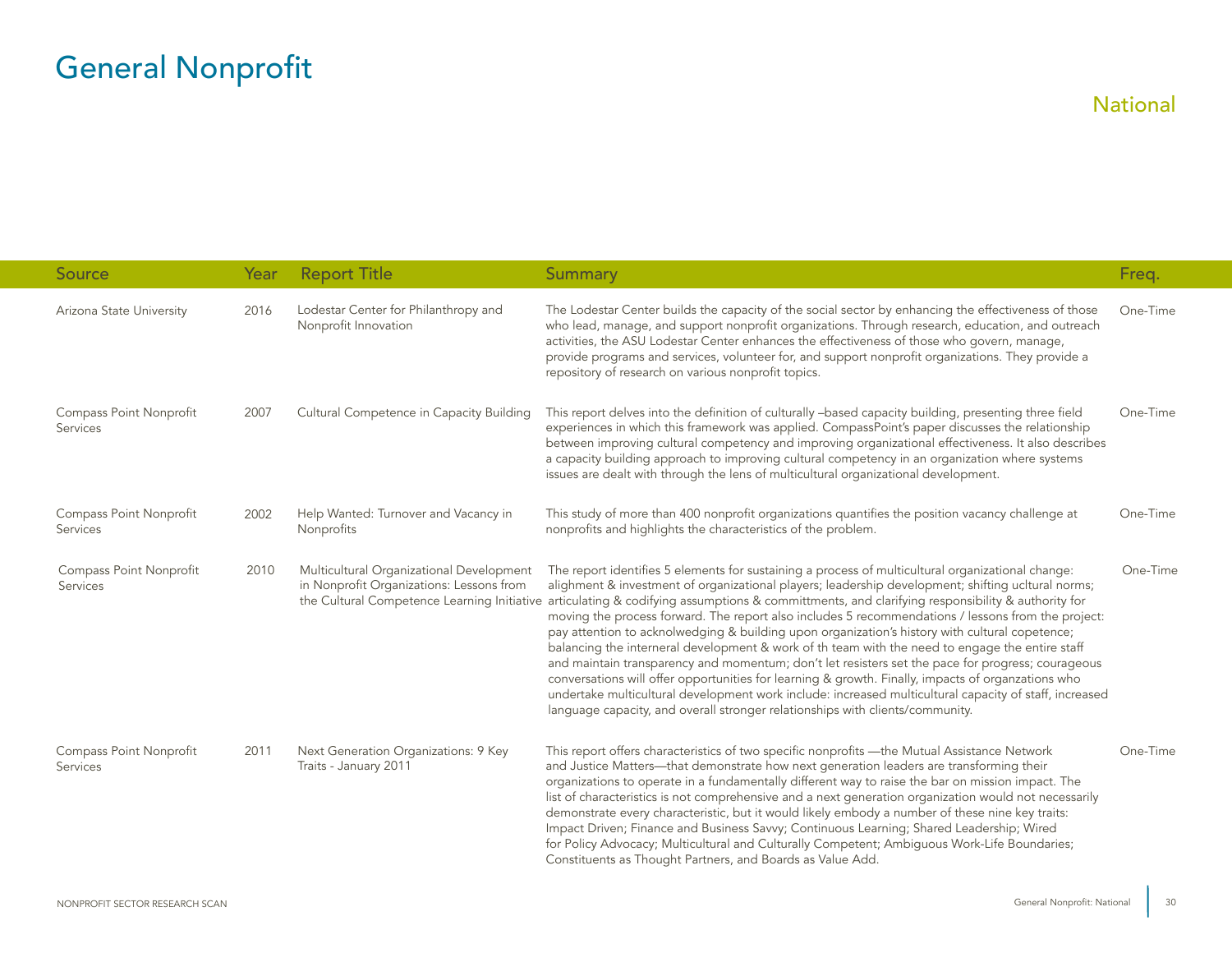# General Nonprofit

## National

| Source | Year | Report Title | Summary | Freq. |
|---|---|---|---|---|
| Arizona State University | 2016 | Lodestar Center for Philanthropy and Nonprofit Innovation | The Lodestar Center builds the capacity of the social sector by enhancing the effectiveness of those who lead, manage, and support nonprofit organizations. Through research, education, and outreach activities, the ASU Lodestar Center enhances the effectiveness of those who govern, manage, provide programs and services, volunteer for, and support nonprofit organizations. They provide a repository of research on various nonprofit topics. | One-Time |
| Compass Point Nonprofit Services | 2007 | Cultural Competence in Capacity Building | This report delves into the definition of culturally –based capacity building, presenting three field experiences in which this framework was applied. CompassPoint's paper discusses the relationship between improving cultural competency and improving organizational effectiveness. It also describes a capacity building approach to improving cultural competency in an organization where systems issues are dealt with through the lens of multicultural organizational development. | One-Time |
| Compass Point Nonprofit Services | 2002 | Help Wanted: Turnover and Vacancy in Nonprofits | This study of more than 400 nonprofit organizations quantifies the position vacancy challenge at nonprofits and highlights the characteristics of the problem. | One-Time |
| Compass Point Nonprofit Services | 2010 | Multicultural Organizational Development in Nonprofit Organizations: Lessons from the Cultural Competence Learning Initiative | The report identifies 5 elements for sustaining a process of multicultural organizational change: alighment & investment of organizational players; leadership development; shifting ucltural norms; articulating & codifying assumptions & committments, and clarifying responsibility & authority for moving the process forward. The report also includes 5 recommendations / lessons from the project: pay attention to acknolwedging & building upon organization's history with cultural copetence; balancing the interneral development & work of th team with the need to engage the entire staff and maintain transparency and momentum; don't let resisters set the pace for progress; courageous conversations will offer opportunities for learning & growth. Finally, impacts of organzations who undertake multicultural development work include: increased multicultural capacity of staff, increased language capacity, and overall stronger relationships with clients/community. | One-Time |
| Compass Point Nonprofit Services | 2011 | Next Generation Organizations: 9 Key Traits - January 2011 | This report offers characteristics of two specific nonprofits —the Mutual Assistance Network and Justice Matters—that demonstrate how next generation leaders are transforming their organizations to operate in a fundamentally different way to raise the bar on mission impact. The list of characteristics is not comprehensive and a next generation organization would not necessarily demonstrate every characteristic, but it would likely embody a number of these nine key traits: Impact Driven; Finance and Business Savvy; Continuous Learning; Shared Leadership; Wired for Policy Advocacy; Multicultural and Culturally Competent; Ambiguous Work-Life Boundaries; Constituents as Thought Partners, and Boards as Value Add. | One-Time |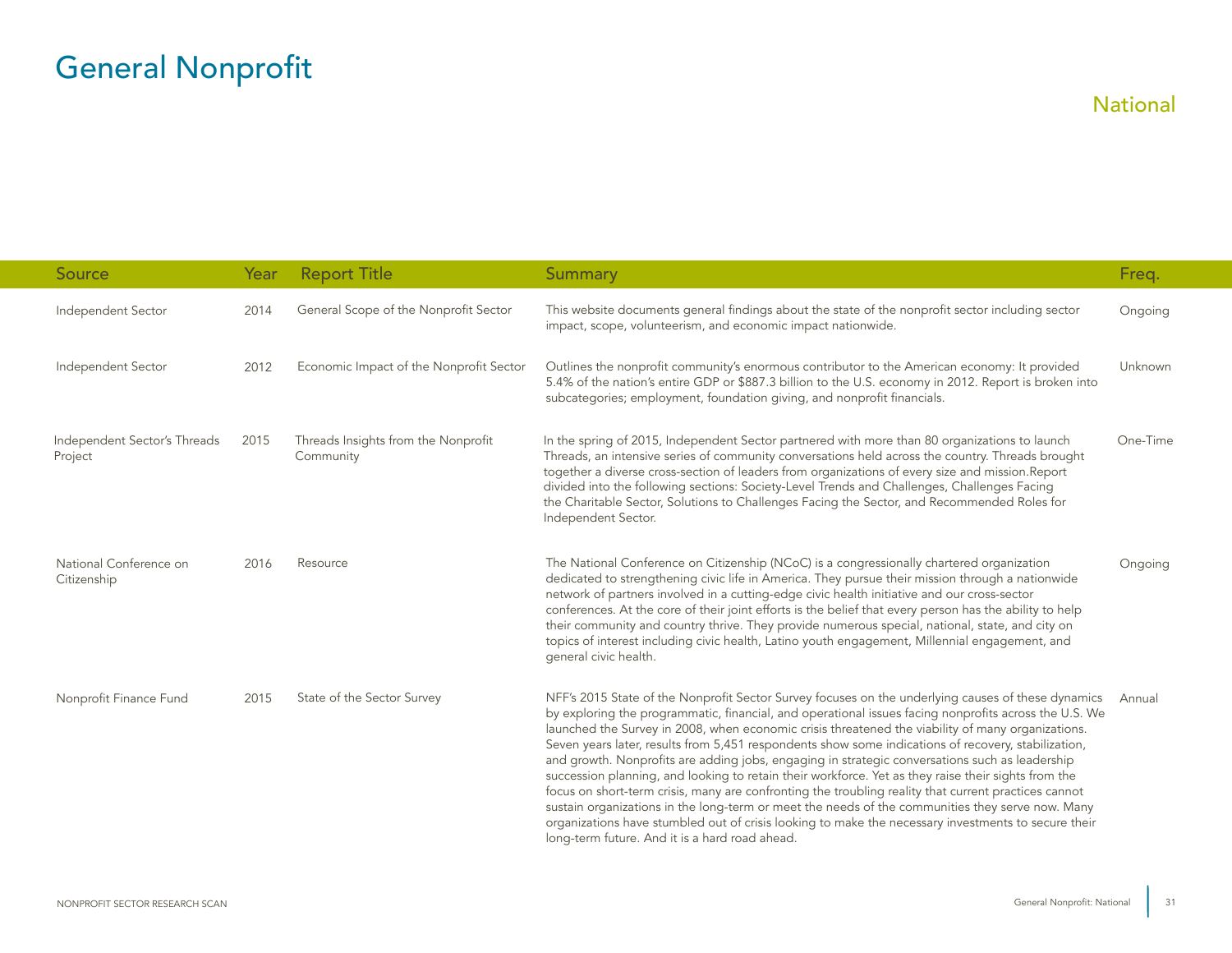# General Nonprofit

## National

| Source | Year | Report Title | Summary | Freq. |
|---|---|---|---|---|
| Independent Sector | 2014 | General Scope of the Nonprofit Sector | This website documents general findings about the state of the nonprofit sector including sector impact, scope, volunteerism, and economic impact nationwide. | Ongoing |
| Independent Sector | 2012 | Economic Impact of the Nonprofit Sector | Outlines the nonprofit community's enormous contributor to the American economy: It provided 5.4% of the nation's entire GDP or $887.3 billion to the U.S. economy in 2012. Report is broken into subcategories; employment, foundation giving, and nonprofit financials. | Unknown |
| Independent Sector's Threads Project | 2015 | Threads Insights from the Nonprofit Community | In the spring of 2015, Independent Sector partnered with more than 80 organizations to launch Threads, an intensive series of community conversations held across the country. Threads brought together a diverse cross-section of leaders from organizations of every size and mission.Report divided into the following sections: Society-Level Trends and Challenges, Challenges Facing the Charitable Sector, Solutions to Challenges Facing the Sector, and Recommended Roles for Independent Sector. | One-Time |
| National Conference on Citizenship | 2016 | Resource | The National Conference on Citizenship (NCoC) is a congressionally chartered organization dedicated to strengthening civic life in America. They pursue their mission through a nationwide network of partners involved in a cutting-edge civic health initiative and our cross-sector conferences. At the core of their joint efforts is the belief that every person has the ability to help their community and country thrive. They provide numerous special, national, state, and city on topics of interest including civic health, Latino youth engagement, Millennial engagement, and general civic health. | Ongoing |
| Nonprofit Finance Fund | 2015 | State of the Sector Survey | NFF's 2015 State of the Nonprofit Sector Survey focuses on the underlying causes of these dynamics by exploring the programmatic, financial, and operational issues facing nonprofits across the U.S. We launched the Survey in 2008, when economic crisis threatened the viability of many organizations. Seven years later, results from 5,451 respondents show some indications of recovery, stabilization, and growth. Nonprofits are adding jobs, engaging in strategic conversations such as leadership succession planning, and looking to retain their workforce. Yet as they raise their sights from the focus on short-term crisis, many are confronting the troubling reality that current practices cannot sustain organizations in the long-term or meet the needs of the communities they serve now. Many organizations have stumbled out of crisis looking to make the necessary investments to secure their long-term future. And it is a hard road ahead. | Annual |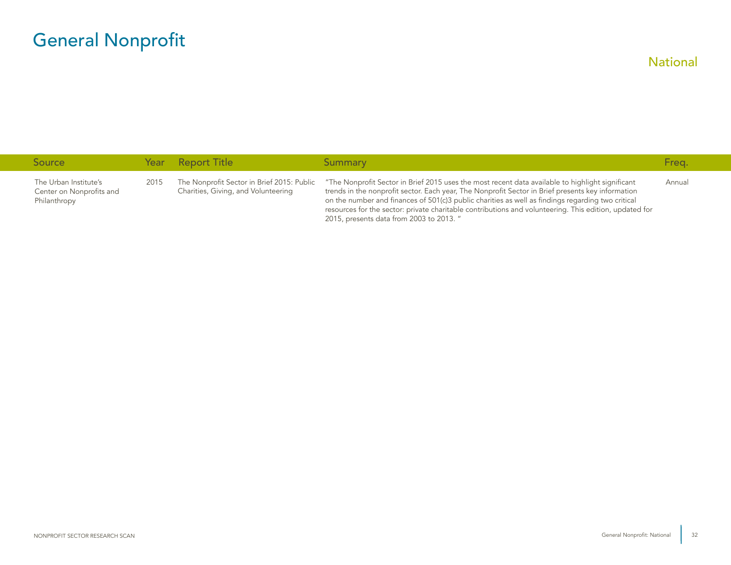# General Nonprofit

## National

| Source | Year | Report Title | Summary | Freq. |
|---|---|---|---|---|
| The Urban Institute's Center on Nonprofits and Philanthropy | 2015 | The Nonprofit Sector in Brief 2015: Public Charities, Giving, and Volunteering | "The Nonprofit Sector in Brief 2015 uses the most recent data available to highlight significant trends in the nonprofit sector. Each year, The Nonprofit Sector in Brief presents key information on the number and finances of 501(c)3 public charities as well as findings regarding two critical resources for the sector: private charitable contributions and volunteering. This edition, updated for 2015, presents data from 2003 to 2013. " | Annual |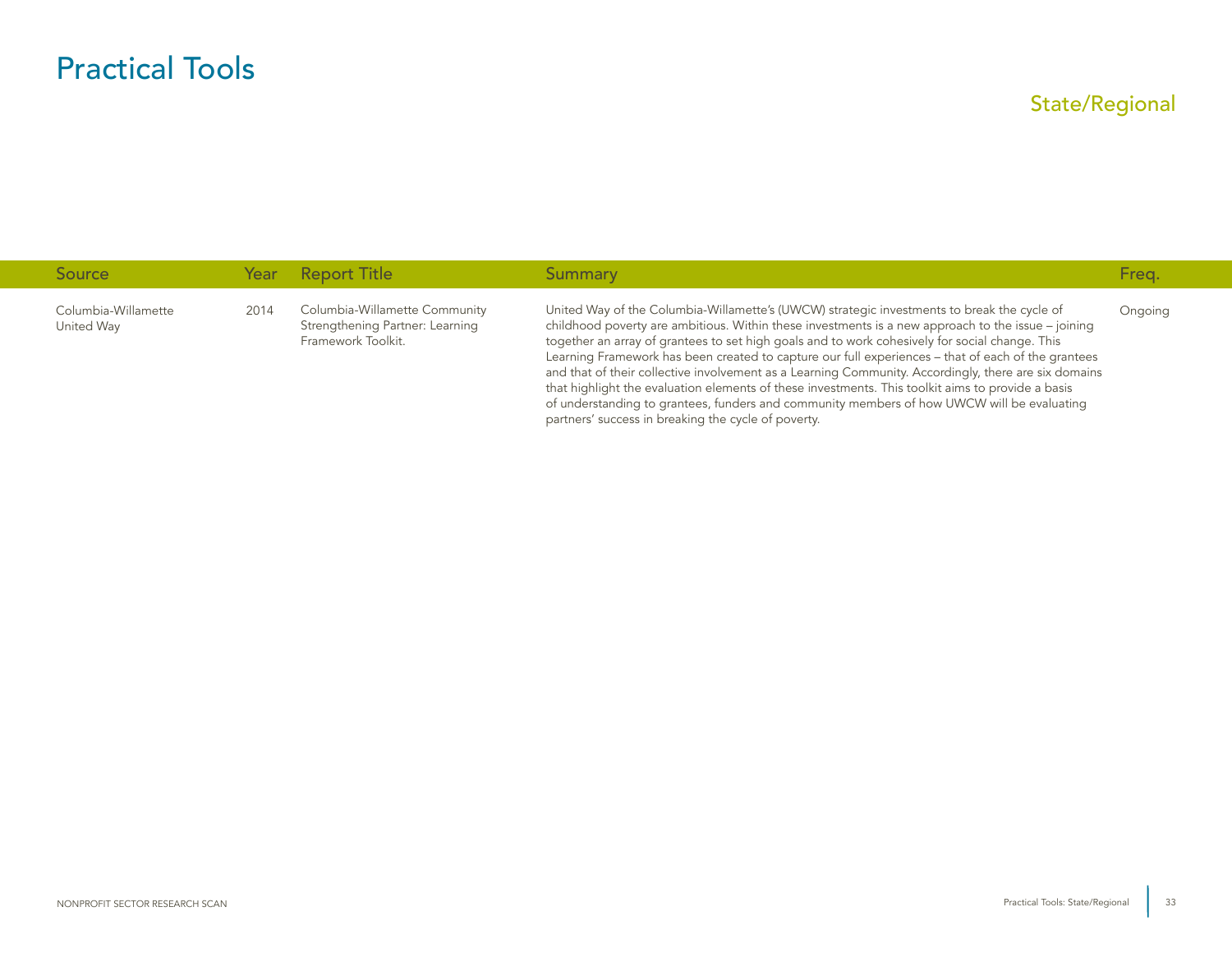# Practical Tools

## State/Regional

| Source | Year | Report Title | Summary | Freq. |
| --- | --- | --- | --- | --- |
| Columbia-Willamette United Way | 2014 | Columbia-Willamette Community Strengthening Partner: Learning Framework Toolkit. | United Way of the Columbia-Willamette's (UWCW) strategic investments to break the cycle of childhood poverty are ambitious. Within these investments is a new approach to the issue – joining together an array of grantees to set high goals and to work cohesively for social change. This Learning Framework has been created to capture our full experiences – that of each of the grantees and that of their collective involvement as a Learning Community. Accordingly, there are six domains that highlight the evaluation elements of these investments. This toolkit aims to provide a basis of understanding to grantees, funders and community members of how UWCW will be evaluating partners' success in breaking the cycle of poverty. | Ongoing |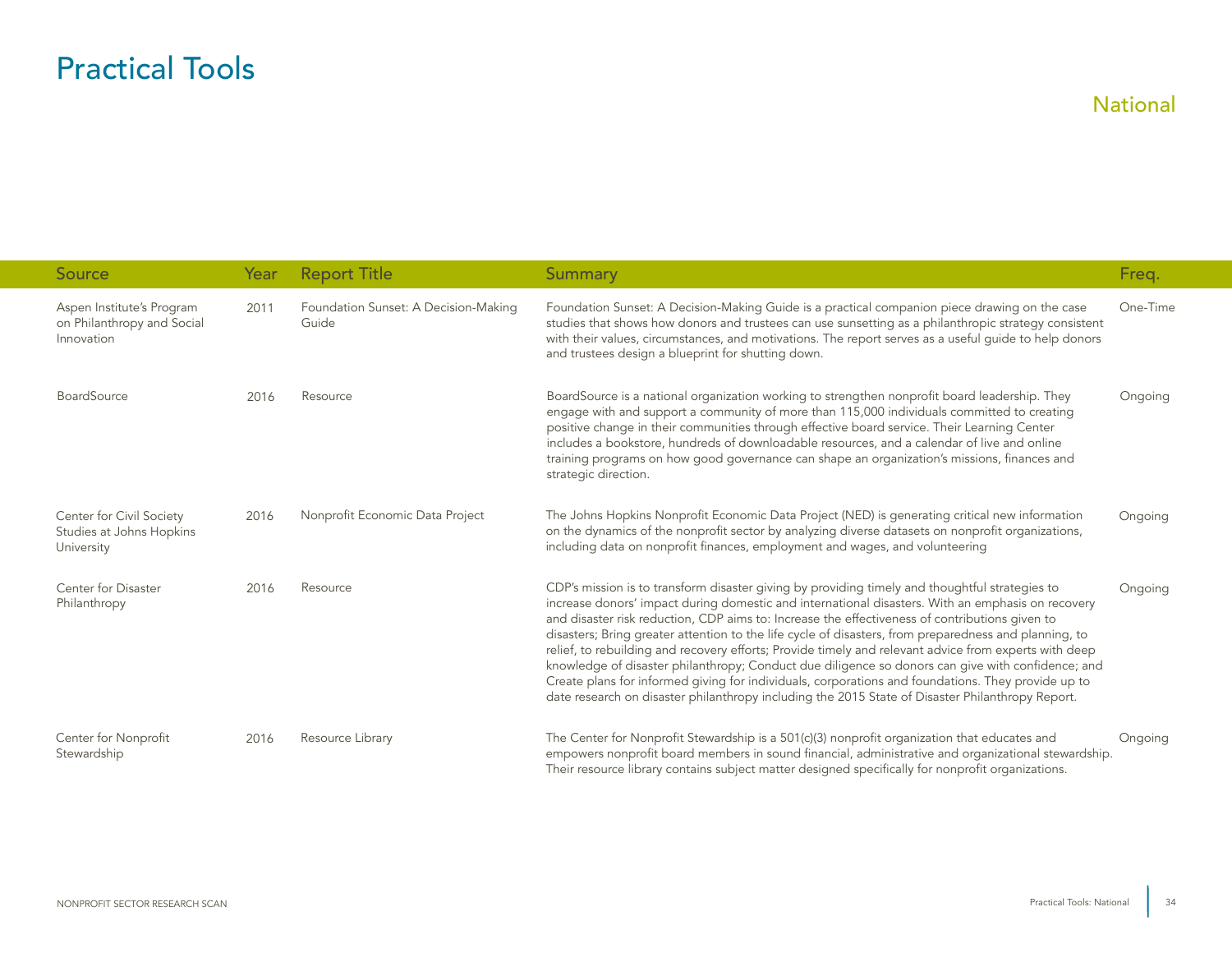# Practical Tools

## National

| Source | Year | Report Title | Summary | Freq. |
|---|---|---|---|---|
| Aspen Institute's Program on Philanthropy and Social Innovation | 2011 | Foundation Sunset: A Decision-Making Guide | Foundation Sunset: A Decision-Making Guide is a practical companion piece drawing on the case studies that shows how donors and trustees can use sunsetting as a philanthropic strategy consistent with their values, circumstances, and motivations. The report serves as a useful guide to help donors and trustees design a blueprint for shutting down. | One-Time |
| BoardSource | 2016 | Resource | BoardSource is a national organization working to strengthen nonprofit board leadership. They engage with and support a community of more than 115,000 individuals committed to creating positive change in their communities through effective board service. Their Learning Center includes a bookstore, hundreds of downloadable resources, and a calendar of live and online training programs on how good governance can shape an organization's missions, finances and strategic direction. | Ongoing |
| Center for Civil Society Studies at Johns Hopkins University | 2016 | Nonprofit Economic Data Project | The Johns Hopkins Nonprofit Economic Data Project (NED) is generating critical new information on the dynamics of the nonprofit sector by analyzing diverse datasets on nonprofit organizations, including data on nonprofit finances, employment and wages, and volunteering | Ongoing |
| Center for Disaster Philanthropy | 2016 | Resource | CDP's mission is to transform disaster giving by providing timely and thoughtful strategies to increase donors' impact during domestic and international disasters. With an emphasis on recovery and disaster risk reduction, CDP aims to: Increase the effectiveness of contributions given to disasters; Bring greater attention to the life cycle of disasters, from preparedness and planning, to relief, to rebuilding and recovery efforts; Provide timely and relevant advice from experts with deep knowledge of disaster philanthropy; Conduct due diligence so donors can give with confidence; and Create plans for informed giving for individuals, corporations and foundations. They provide up to date research on disaster philanthropy including the 2015 State of Disaster Philanthropy Report. | Ongoing |
| Center for Nonprofit Stewardship | 2016 | Resource Library | The Center for Nonprofit Stewardship is a 501(c)(3) nonprofit organization that educates and empowers nonprofit board members in sound financial, administrative and organizational stewardship. Their resource library contains subject matter designed specifically for nonprofit organizations. | Ongoing |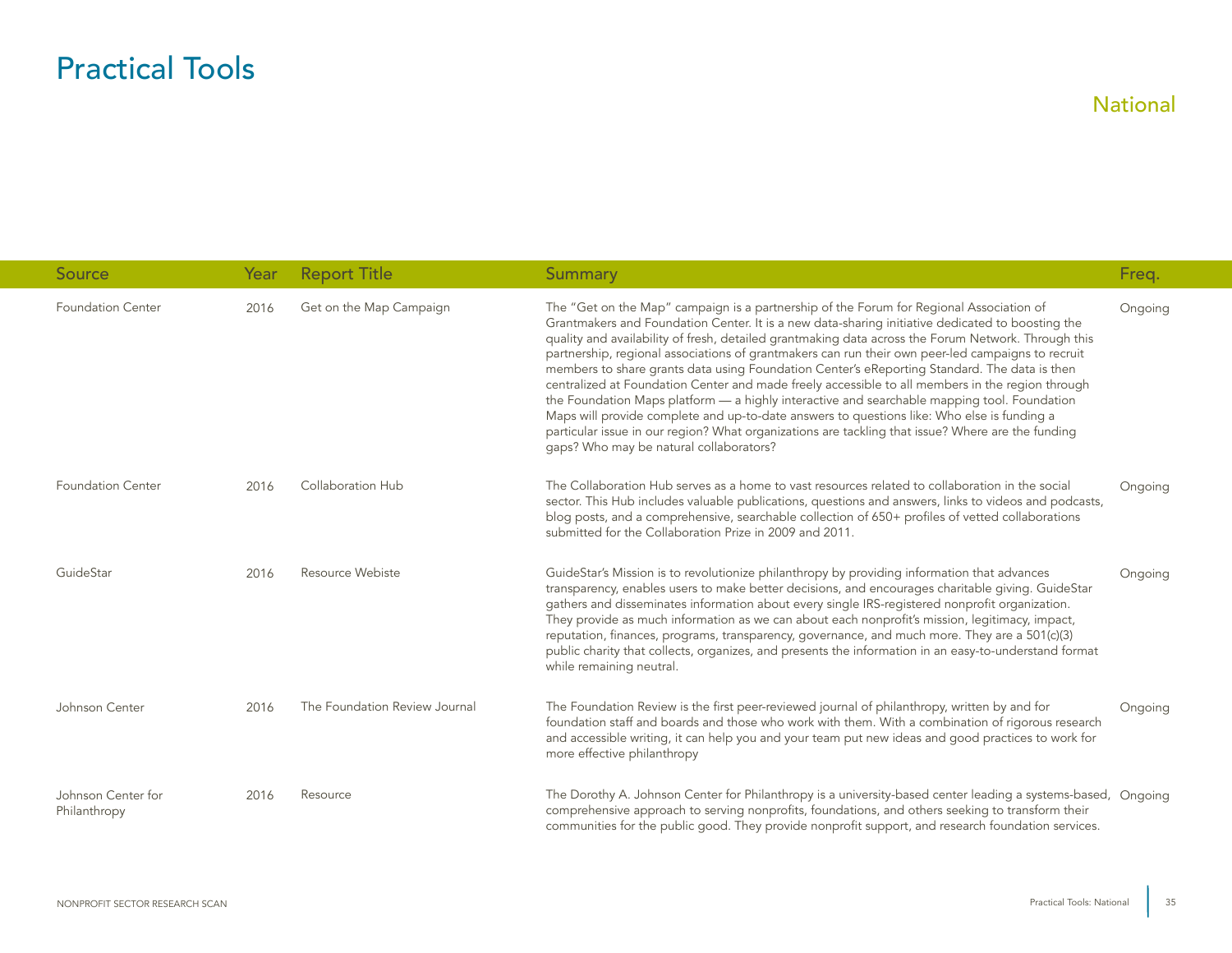# Practical Tools

## National

| Source | Year | Report Title | Summary | Freq. |
|---|---|---|---|---|
| Foundation Center | 2016 | Get on the Map Campaign | The "Get on the Map" campaign is a partnership of the Forum for Regional Association of Grantmakers and Foundation Center. It is a new data-sharing initiative dedicated to boosting the quality and availability of fresh, detailed grantmaking data across the Forum Network. Through this partnership, regional associations of grantmakers can run their own peer-led campaigns to recruit members to share grants data using Foundation Center's eReporting Standard. The data is then centralized at Foundation Center and made freely accessible to all members in the region through the Foundation Maps platform — a highly interactive and searchable mapping tool. Foundation Maps will provide complete and up-to-date answers to questions like: Who else is funding a particular issue in our region? What organizations are tackling that issue? Where are the funding gaps? Who may be natural collaborators? | Ongoing |
| Foundation Center | 2016 | Collaboration Hub | The Collaboration Hub serves as a home to vast resources related to collaboration in the social sector. This Hub includes valuable publications, questions and answers, links to videos and podcasts, blog posts, and a comprehensive, searchable collection of 650+ profiles of vetted collaborations submitted for the Collaboration Prize in 2009 and 2011. | Ongoing |
| GuideStar | 2016 | Resource Webiste | GuideStar's Mission is to revolutionize philanthropy by providing information that advances transparency, enables users to make better decisions, and encourages charitable giving. GuideStar gathers and disseminates information about every single IRS-registered nonprofit organization. They provide as much information as we can about each nonprofit's mission, legitimacy, impact, reputation, finances, programs, transparency, governance, and much more. They are a 501(c)(3) public charity that collects, organizes, and presents the information in an easy-to-understand format while remaining neutral. | Ongoing |
| Johnson Center | 2016 | The Foundation Review Journal | The Foundation Review is the first peer-reviewed journal of philanthropy, written by and for foundation staff and boards and those who work with them. With a combination of rigorous research and accessible writing, it can help you and your team put new ideas and good practices to work for more effective philanthropy | Ongoing |
| Johnson Center for Philanthropy | 2016 | Resource | The Dorothy A. Johnson Center for Philanthropy is a university-based center leading a systems-based, comprehensive approach to serving nonprofits, foundations, and others seeking to transform their communities for the public good. They provide nonprofit support, and research foundation services. | Ongoing |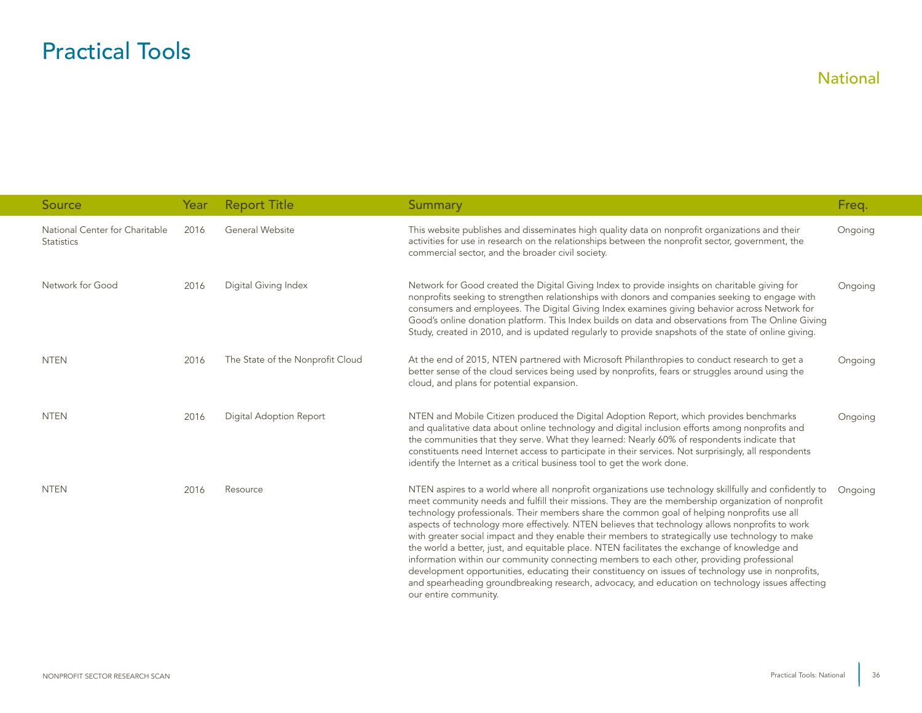# Practical Tools

## National

| Source | Year | Report Title | Summary | Freq. |
|---|---|---|---|---|
| National Center for Charitable Statistics | 2016 | General Website | This website publishes and disseminates high quality data on nonprofit organizations and their activities for use in research on the relationships between the nonprofit sector, government, the commercial sector, and the broader civil society. | Ongoing |
| Network for Good | 2016 | Digital Giving Index | Network for Good created the Digital Giving Index to provide insights on charitable giving for nonprofits seeking to strengthen relationships with donors and companies seeking to engage with consumers and employees. The Digital Giving Index examines giving behavior across Network for Good's online donation platform. This Index builds on data and observations from The Online Giving Study, created in 2010, and is updated regularly to provide snapshots of the state of online giving. | Ongoing |
| NTEN | 2016 | The State of the Nonprofit Cloud | At the end of 2015, NTEN partnered with Microsoft Philanthropies to conduct research to get a better sense of the cloud services being used by nonprofits, fears or struggles around using the cloud, and plans for potential expansion. | Ongoing |
| NTEN | 2016 | Digital Adoption Report | NTEN and Mobile Citizen produced the Digital Adoption Report, which provides benchmarks and qualitative data about online technology and digital inclusion efforts among nonprofits and the communities that they serve. What they learned: Nearly 60% of respondents indicate that constituents need Internet access to participate in their services. Not surprisingly, all respondents identify the Internet as a critical business tool to get the work done. | Ongoing |
| NTEN | 2016 | Resource | NTEN aspires to a world where all nonprofit organizations use technology skillfully and confidently to meet community needs and fulfill their missions. They are the membership organization of nonprofit technology professionals. Their members share the common goal of helping nonprofits use all aspects of technology more effectively. NTEN believes that technology allows nonprofits to work with greater social impact and they enable their members to strategically use technology to make the world a better, just, and equitable place. NTEN facilitates the exchange of knowledge and information within our community connecting members to each other, providing professional development opportunities, educating their constituency on issues of technology use in nonprofits, and spearheading groundbreaking research, advocacy, and education on technology issues affecting our entire community. | Ongoing |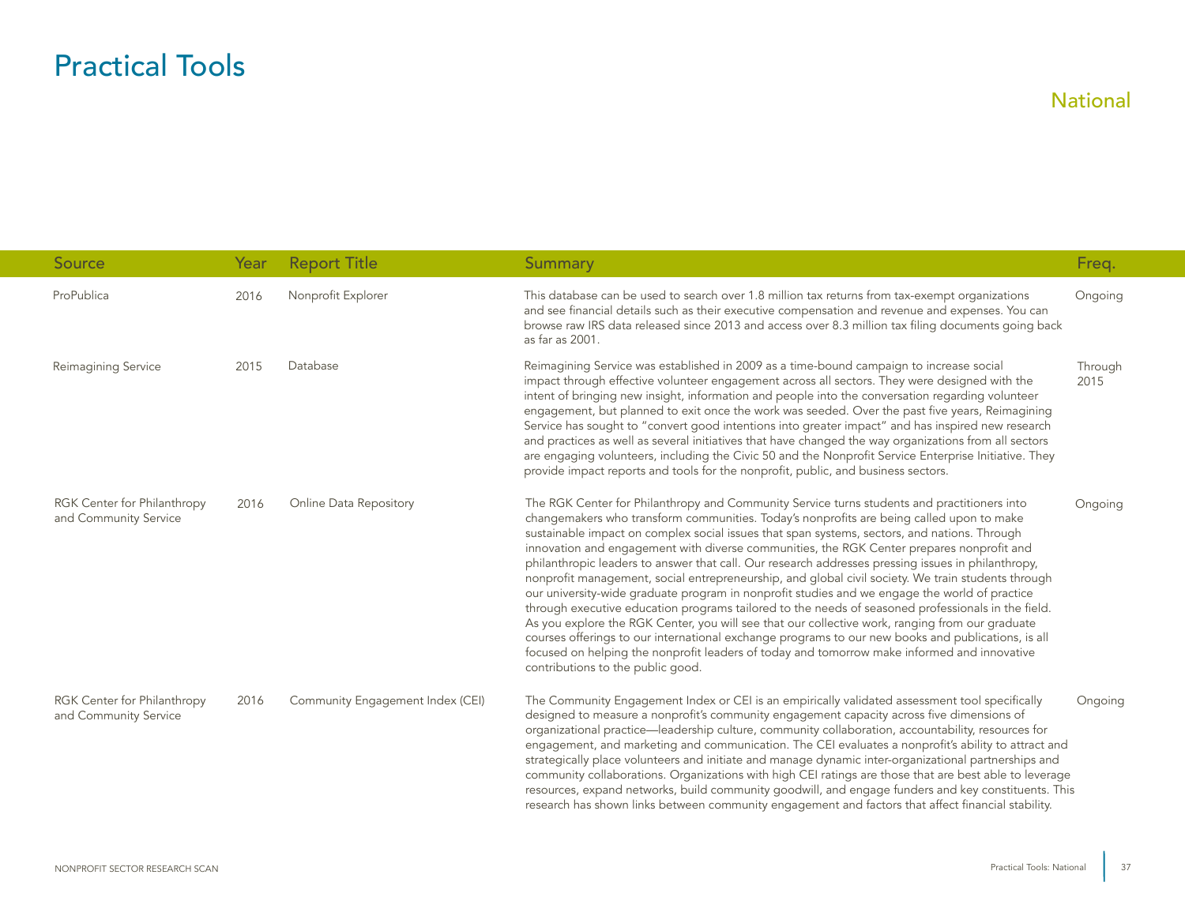# Practical Tools

## National

| Source | Year | Report Title | Summary | Freq. |
|---|---|---|---|---|
| ProPublica | 2016 | Nonprofit Explorer | This database can be used to search over 1.8 million tax returns from tax-exempt organizations and see financial details such as their executive compensation and revenue and expenses. You can browse raw IRS data released since 2013 and access over 8.3 million tax filing documents going back as far as 2001. | Ongoing |
| Reimagining Service | 2015 | Database | Reimagining Service was established in 2009 as a time-bound campaign to increase social impact through effective volunteer engagement across all sectors. They were designed with the intent of bringing new insight, information and people into the conversation regarding volunteer engagement, but planned to exit once the work was seeded. Over the past five years, Reimagining Service has sought to "convert good intentions into greater impact" and has inspired new research and practices as well as several initiatives that have changed the way organizations from all sectors are engaging volunteers, including the Civic 50 and the Nonprofit Service Enterprise Initiative. They provide impact reports and tools for the nonprofit, public, and business sectors. | Through 2015 |
| RGK Center for Philanthropy and Community Service | 2016 | Online Data Repository | The RGK Center for Philanthropy and Community Service turns students and practitioners into changemakers who transform communities. Today's nonprofits are being called upon to make sustainable impact on complex social issues that span systems, sectors, and nations. Through innovation and engagement with diverse communities, the RGK Center prepares nonprofit and philanthropic leaders to answer that call. Our research addresses pressing issues in philanthropy, nonprofit management, social entrepreneurship, and global civil society. We train students through our university-wide graduate program in nonprofit studies and we engage the world of practice through executive education programs tailored to the needs of seasoned professionals in the field. As you explore the RGK Center, you will see that our collective work, ranging from our graduate courses offerings to our international exchange programs to our new books and publications, is all focused on helping the nonprofit leaders of today and tomorrow make informed and innovative contributions to the public good. | Ongoing |
| RGK Center for Philanthropy and Community Service | 2016 | Community Engagement Index (CEI) | The Community Engagement Index or CEI is an empirically validated assessment tool specifically designed to measure a nonprofit's community engagement capacity across five dimensions of organizational practice—leadership culture, community collaboration, accountability, resources for engagement, and marketing and communication. The CEI evaluates a nonprofit's ability to attract and strategically place volunteers and initiate and manage dynamic inter-organizational partnerships and community collaborations. Organizations with high CEI ratings are those that are best able to leverage resources, expand networks, build community goodwill, and engage funders and key constituents. This research has shown links between community engagement and factors that affect financial stability. | Ongoing |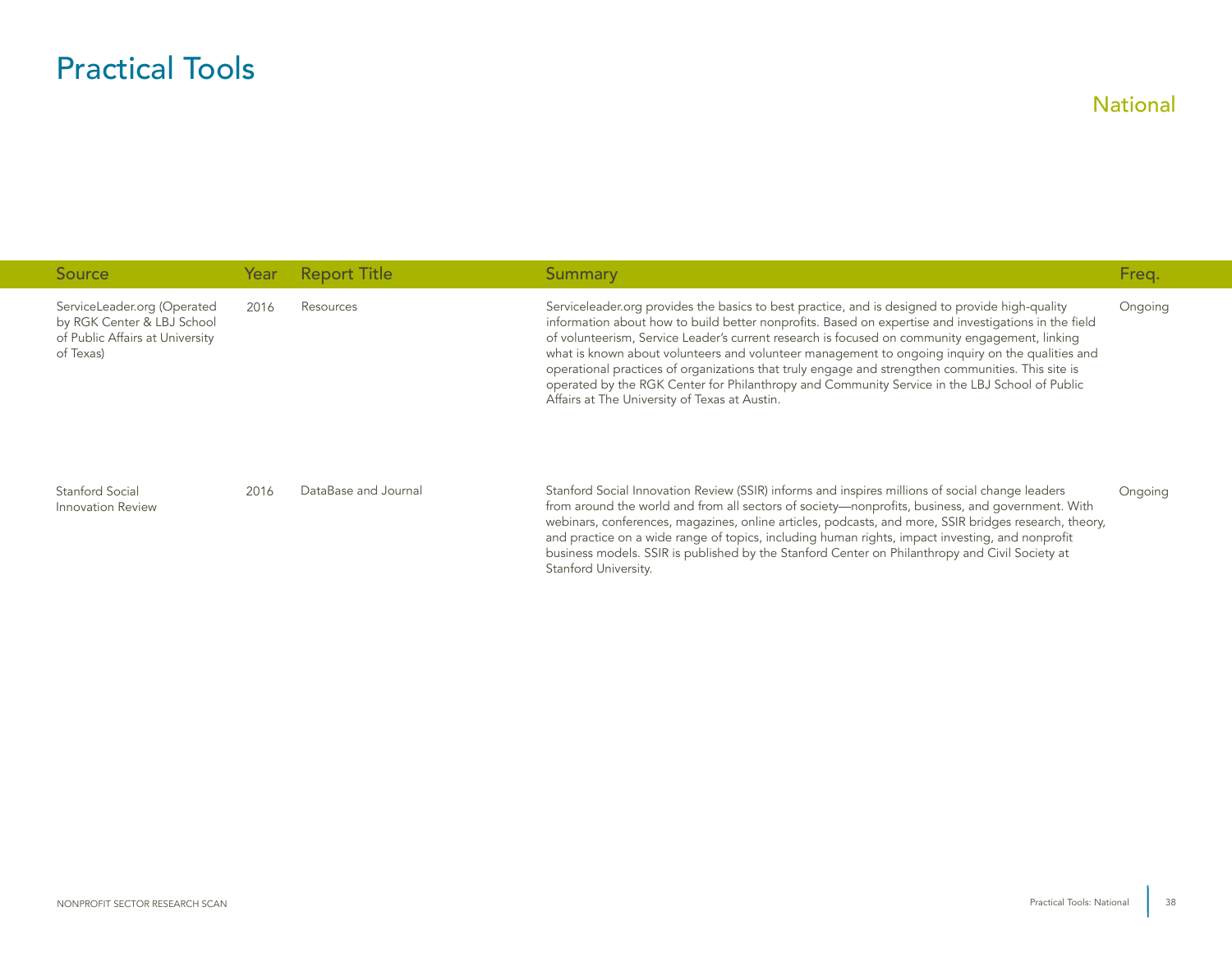# Practical Tools

## National

| Source | Year | Report Title | Summary | Freq. |
|---|---|---|---|---|
| ServiceLeader.org (Operated by RGK Center & LBJ School of Public Affairs at University of Texas) | 2016 | Resources | Serviceleader.org provides the basics to best practice, and is designed to provide high-quality information about how to build better nonprofits. Based on expertise and investigations in the field of volunteerism, Service Leader's current research is focused on community engagement, linking what is known about volunteers and volunteer management to ongoing inquiry on the qualities and operational practices of organizations that truly engage and strengthen communities. This site is operated by the RGK Center for Philanthropy and Community Service in the LBJ School of Public Affairs at The University of Texas at Austin. | Ongoing |
| Stanford Social Innovation Review | 2016 | DataBase and Journal | Stanford Social Innovation Review (SSIR) informs and inspires millions of social change leaders from around the world and from all sectors of society—nonprofits, business, and government. With webinars, conferences, magazines, online articles, podcasts, and more, SSIR bridges research, theory, and practice on a wide range of topics, including human rights, impact investing, and nonprofit business models. SSIR is published by the Stanford Center on Philanthropy and Civil Society at Stanford University. | Ongoing |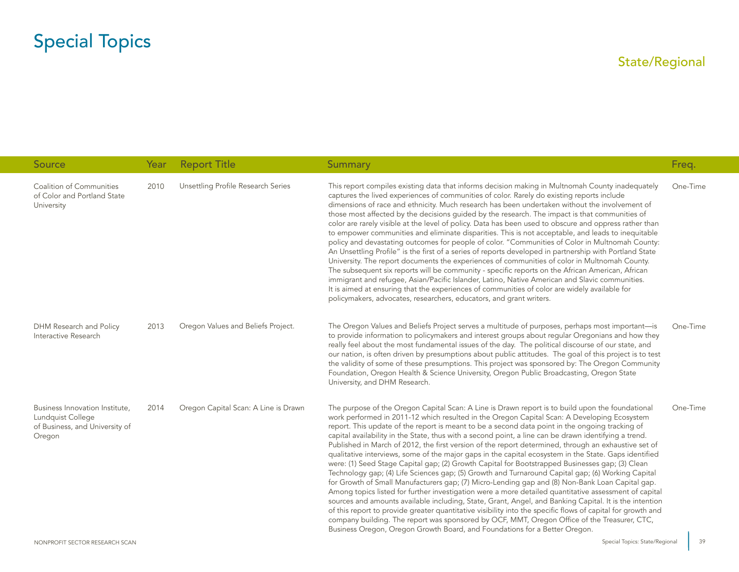# Special Topics

## State/Regional

| Source | Year | Report Title | Summary | Freq. |
|---|---|---|---|---|
| Coalition of Communities of Color and Portland State University | 2010 | Unsettling Profile Research Series | This report compiles existing data that informs decision making in Multnomah County inadequately captures the lived experiences of communities of color. Rarely do existing reports include dimensions of race and ethnicity. Much research has been undertaken without the involvement of those most affected by the decisions guided by the research. The impact is that communities of color are rarely visible at the level of policy. Data has been used to obscure and oppress rather than to empower communities and eliminate disparities. This is not acceptable, and leads to inequitable policy and devastating outcomes for people of color. "Communities of Color in Multnomah County: An Unsettling Profile" is the first of a series of reports developed in partnership with Portland State University. The report documents the experiences of communities of color in Multnomah County. The subsequent six reports will be community - specific reports on the African American, African immigrant and refugee, Asian/Pacific Islander, Latino, Native American and Slavic communities. It is aimed at ensuring that the experiences of communities of color are widely available for policymakers, advocates, researchers, educators, and grant writers. | One-Time |
| DHM Research and Policy Interactive Research | 2013 | Oregon Values and Beliefs Project. | The Oregon Values and Beliefs Project serves a multitude of purposes, perhaps most important—is to provide information to policymakers and interest groups about regular Oregonians and how they really feel about the most fundamental issues of the day. The political discourse of our state, and our nation, is often driven by presumptions about public attitudes. The goal of this project is to test the validity of some of these presumptions. This project was sponsored by: The Oregon Community Foundation, Oregon Health & Science University, Oregon Public Broadcasting, Oregon State University, and DHM Research. | One-Time |
| Business Innovation Institute, Lundquist College of Business, and University of Oregon | 2014 | Oregon Capital Scan: A Line is Drawn | The purpose of the Oregon Capital Scan: A Line is Drawn report is to build upon the foundational work performed in 2011-12 which resulted in the Oregon Capital Scan: A Developing Ecosystem report. This update of the report is meant to be a second data point in the ongoing tracking of capital availability in the State, thus with a second point, a line can be drawn identifying a trend. Published in March of 2012, the first version of the report determined, through an exhaustive set of qualitative interviews, some of the major gaps in the capital ecosystem in the State. Gaps identified were: (1) Seed Stage Capital gap; (2) Growth Capital for Bootstrapped Businesses gap; (3) Clean Technology gap; (4) Life Sciences gap; (5) Growth and Turnaround Capital gap; (6) Working Capital for Growth of Small Manufacturers gap; (7) Micro-Lending gap and (8) Non-Bank Loan Capital gap. Among topics listed for further investigation were a more detailed quantitative assessment of capital sources and amounts available including, State, Grant, Angel, and Banking Capital. It is the intention of this report to provide greater quantitative visibility into the specific flows of capital for growth and company building. The report was sponsored by OCF, MMT, Oregon Office of the Treasurer, CTC, Business Oregon, Oregon Growth Board, and Foundations for a Better Oregon. | One-Time |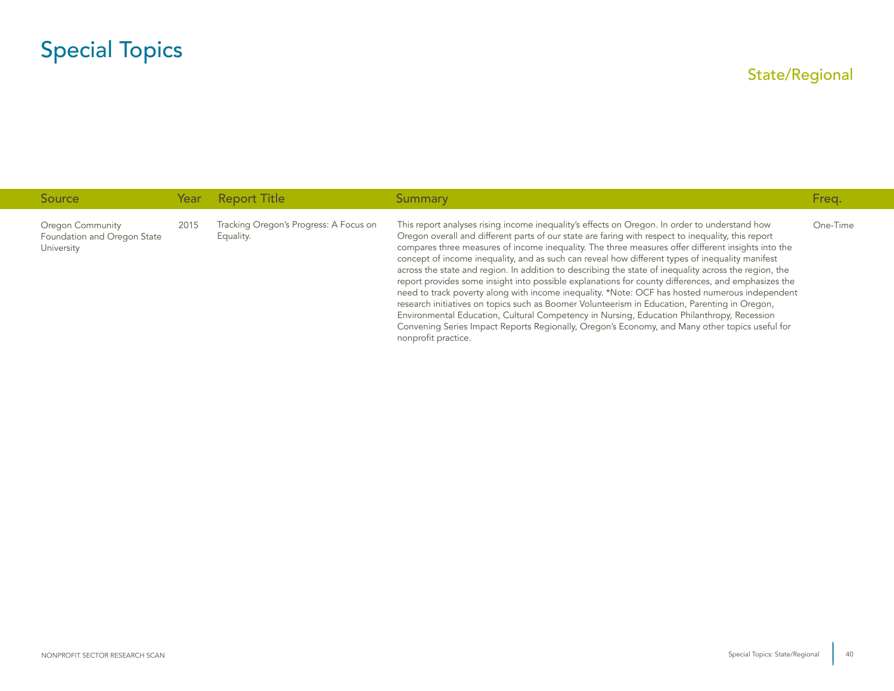# Special Topics

## State/Regional

| Source | Year | Report Title | Summary | Freq. |
|---|---|---|---|---|
| Oregon Community Foundation and Oregon State University | 2015 | Tracking Oregon's Progress: A Focus on Equality. | This report analyses rising income inequality's effects on Oregon. In order to understand how Oregon overall and different parts of our state are faring with respect to inequality, this report compares three measures of income inequality. The three measures offer different insights into the concept of income inequality, and as such can reveal how different types of inequality manifest across the state and region. In addition to describing the state of inequality across the region, the report provides some insight into possible explanations for county differences, and emphasizes the need to track poverty along with income inequality. *Note: OCF has hosted numerous independent research initiatives on topics such as Boomer Volunteerism in Education, Parenting in Oregon, Environmental Education, Cultural Competency in Nursing, Education Philanthropy, Recession Convening Series Impact Reports Regionally, Oregon's Economy, and Many other topics useful for nonprofit practice. | One-Time |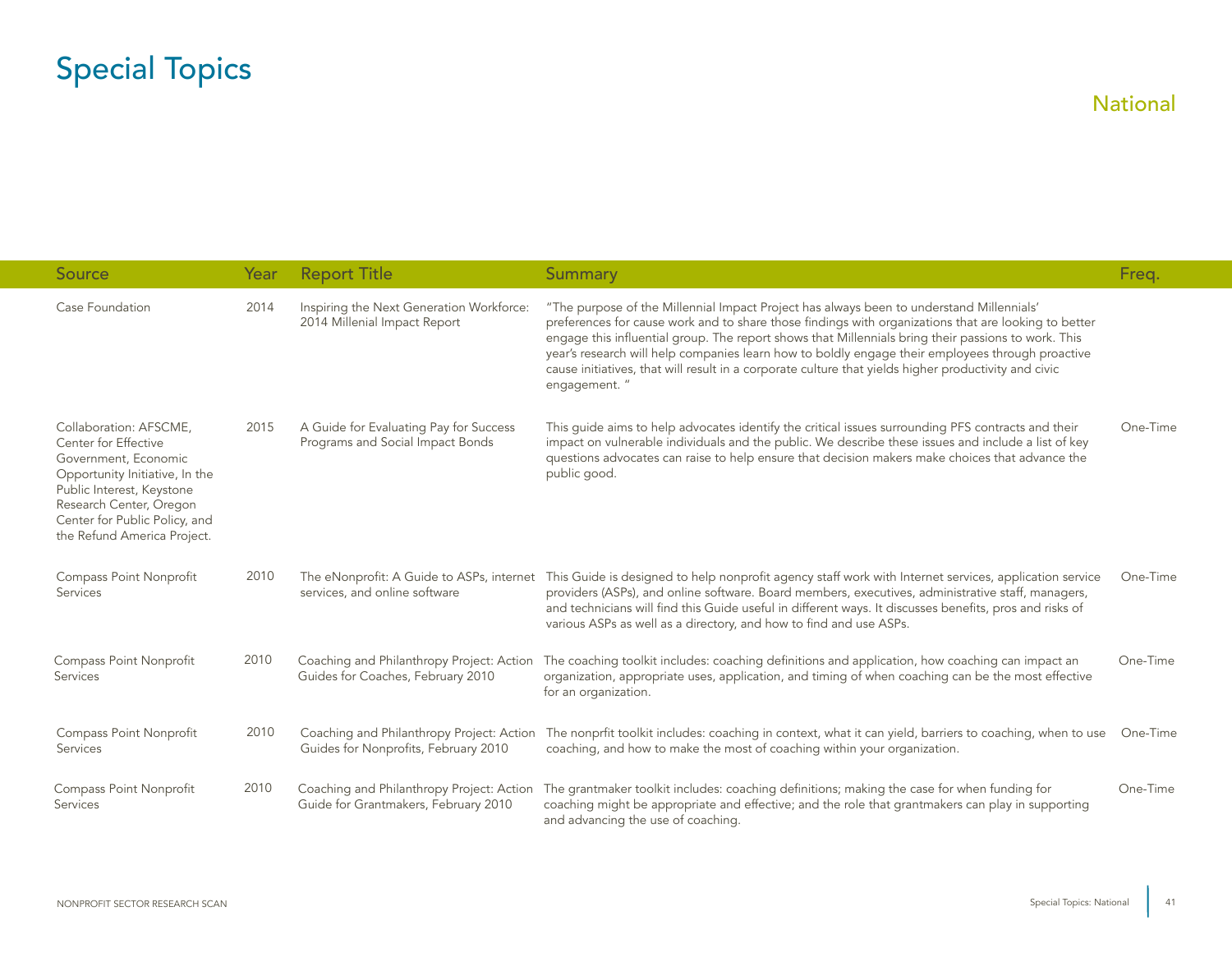# Special Topics

## National

| Source | Year | Report Title | Summary | Freq. |
|---|---|---|---|---|
| Case Foundation | 2014 | Inspiring the Next Generation Workforce: 2014 Millenial Impact Report | "The purpose of the Millennial Impact Project has always been to understand Millennials' preferences for cause work and to share those findings with organizations that are looking to better engage this influential group. The report shows that Millennials bring their passions to work. This year's research will help companies learn how to boldly engage their employees through proactive cause initiatives, that will result in a corporate culture that yields higher productivity and civic engagement. " | |
| Collaboration: AFSCME, Center for Effective Government, Economic Opportunity Initiative, In the Public Interest, Keystone Research Center, Oregon Center for Public Policy, and the Refund America Project. | 2015 | A Guide for Evaluating Pay for Success Programs and Social Impact Bonds | This guide aims to help advocates identify the critical issues surrounding PFS contracts and their impact on vulnerable individuals and the public. We describe these issues and include a list of key questions advocates can raise to help ensure that decision makers make choices that advance the public good. | One-Time |
| Compass Point Nonprofit Services | 2010 | The eNonprofit: A Guide to ASPs, internet services, and online software | This Guide is designed to help nonprofit agency staff work with Internet services, application service providers (ASPs), and online software. Board members, executives, administrative staff, managers, and technicians will find this Guide useful in different ways. It discusses benefits, pros and risks of various ASPs as well as a directory, and how to find and use ASPs. | One-Time |
| Compass Point Nonprofit Services | 2010 | Coaching and Philanthropy Project: Action Guides for Coaches, February 2010 | The coaching toolkit includes: coaching definitions and application, how coaching can impact an organization, appropriate uses, application, and timing of when coaching can be the most effective for an organization. | One-Time |
| Compass Point Nonprofit Services | 2010 | Coaching and Philanthropy Project: Action Guides for Nonprofits, February 2010 | The nonprfit toolkit includes: coaching in context, what it can yield, barriers to coaching, when to use coaching, and how to make the most of coaching within your organization. | One-Time |
| Compass Point Nonprofit Services | 2010 | Coaching and Philanthropy Project: Action Guide for Grantmakers, February 2010 | The grantmaker toolkit includes: coaching definitions; making the case for when funding for coaching might be appropriate and effective; and the role that grantmakers can play in supporting and advancing the use of coaching. | One-Time |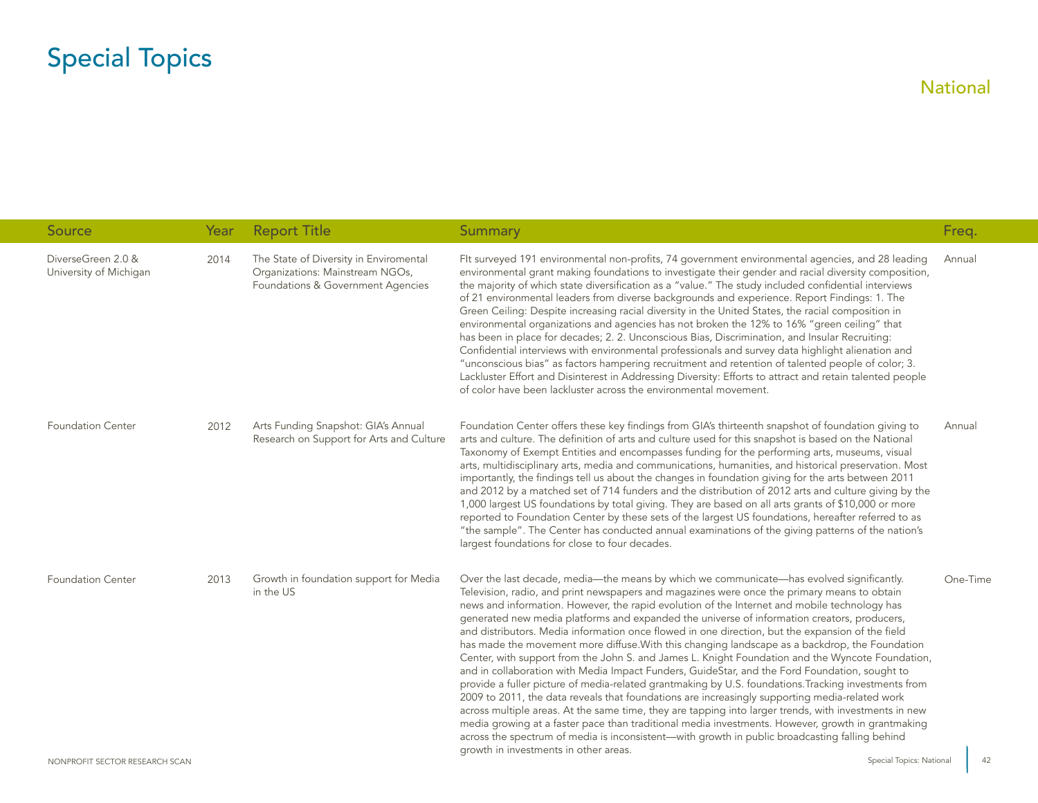# Special Topics

## National

| Source | Year | Report Title | Summary | Freq. |
|---|---|---|---|---|
| DiverseGreen 2.0 & University of Michigan | 2014 | The State of Diversity in Enviromental Organizations: Mainstream NGOs, Foundations & Government Agencies | FIt surveyed 191 environmental non-profits, 74 government environmental agencies, and 28 leading environmental grant making foundations to investigate their gender and racial diversity composition, the majority of which state diversification as a "value." The study included confidential interviews of 21 environmental leaders from diverse backgrounds and experience. Report Findings: 1. The Green Ceiling: Despite increasing racial diversity in the United States, the racial composition in environmental organizations and agencies has not broken the 12% to 16% "green ceiling" that has been in place for decades; 2. 2. Unconscious Bias, Discrimination, and Insular Recruiting: Confidential interviews with environmental professionals and survey data highlight alienation and "unconscious bias" as factors hampering recruitment and retention of talented people of color; 3. Lackluster Effort and Disinterest in Addressing Diversity: Efforts to attract and retain talented people of color have been lackluster across the environmental movement. | Annual |
| Foundation Center | 2012 | Arts Funding Snapshot: GIA's Annual Research on Support for Arts and Culture | Foundation Center offers these key findings from GIA's thirteenth snapshot of foundation giving to arts and culture. The definition of arts and culture used for this snapshot is based on the National Taxonomy of Exempt Entities and encompasses funding for the performing arts, museums, visual arts, multidisciplinary arts, media and communications, humanities, and historical preservation. Most importantly, the findings tell us about the changes in foundation giving for the arts between 2011 and 2012 by a matched set of 714 funders and the distribution of 2012 arts and culture giving by the 1,000 largest US foundations by total giving. They are based on all arts grants of $10,000 or more reported to Foundation Center by these sets of the largest US foundations, hereafter referred to as "the sample". The Center has conducted annual examinations of the giving patterns of the nation's largest foundations for close to four decades. | Annual |
| Foundation Center | 2013 | Growth in foundation support for Media in the US | Over the last decade, media—the means by which we communicate—has evolved significantly. Television, radio, and print newspapers and magazines were once the primary means to obtain news and information. However, the rapid evolution of the Internet and mobile technology has generated new media platforms and expanded the universe of information creators, producers, and distributors. Media information once flowed in one direction, but the expansion of the field has made the movement more diffuse.With this changing landscape as a backdrop, the Foundation Center, with support from the John S. and James L. Knight Foundation and the Wyncote Foundation, and in collaboration with Media Impact Funders, GuideStar, and the Ford Foundation, sought to provide a fuller picture of media-related grantmaking by U.S. foundations.Tracking investments from 2009 to 2011, the data reveals that foundations are increasingly supporting media-related work across multiple areas. At the same time, they are tapping into larger trends, with investments in new media growing at a faster pace than traditional media investments. However, growth in grantmaking across the spectrum of media is inconsistent—with growth in public broadcasting falling behind growth in investments in other areas. | One-Time |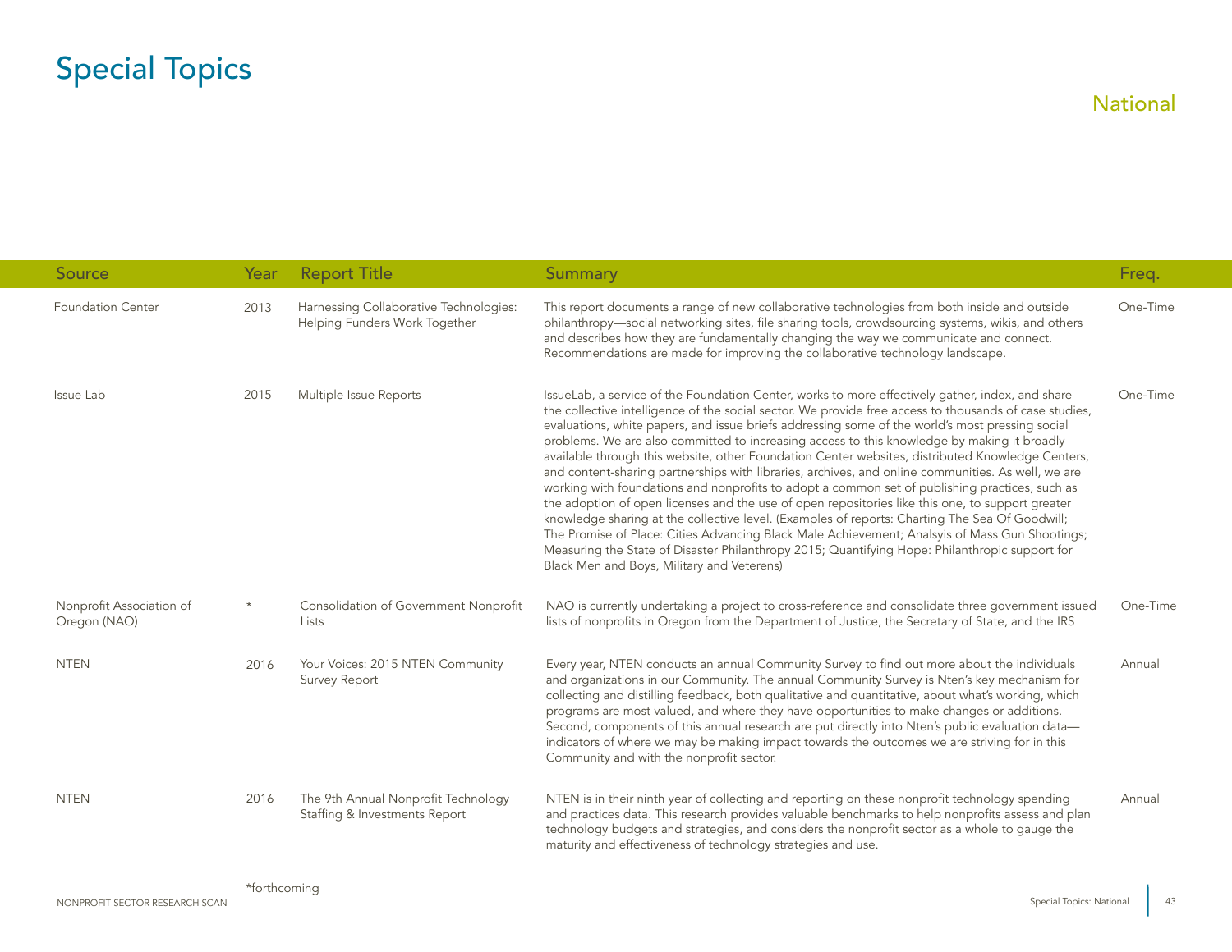# Special Topics

## National

| Source | Year | Report Title | Summary | Freq. |
|---|---|---|---|---|
| Foundation Center | 2013 | Harnessing Collaborative Technologies: Helping Funders Work Together | This report documents a range of new collaborative technologies from both inside and outside philanthropy—social networking sites, file sharing tools, crowdsourcing systems, wikis, and others and describes how they are fundamentally changing the way we communicate and connect. Recommendations are made for improving the collaborative technology landscape. | One-Time |
| Issue Lab | 2015 | Multiple Issue Reports | IssueLab, a service of the Foundation Center, works to more effectively gather, index, and share the collective intelligence of the social sector. We provide free access to thousands of case studies, evaluations, white papers, and issue briefs addressing some of the world's most pressing social problems. We are also committed to increasing access to this knowledge by making it broadly available through this website, other Foundation Center websites, distributed Knowledge Centers, and content-sharing partnerships with libraries, archives, and online communities. As well, we are working with foundations and nonprofits to adopt a common set of publishing practices, such as the adoption of open licenses and the use of open repositories like this one, to support greater knowledge sharing at the collective level. (Examples of reports: Charting The Sea Of Goodwill; The Promise of Place: Cities Advancing Black Male Achievement; Analsyis of Mass Gun Shootings; Measuring the State of Disaster Philanthropy 2015; Quantifying Hope: Philanthropic support for Black Men and Boys, Military and Veterens) | One-Time |
| Nonprofit Association of Oregon (NAO) | * | Consolidation of Government Nonprofit Lists | NAO is currently undertaking a project to cross-reference and consolidate three government issued lists of nonprofits in Oregon from the Department of Justice, the Secretary of State, and the IRS | One-Time |
| NTEN | 2016 | Your Voices: 2015 NTEN Community Survey Report | Every year, NTEN conducts an annual Community Survey to find out more about the individuals and organizations in our Community. The annual Community Survey is Nten's key mechanism for collecting and distilling feedback, both qualitative and quantitative, about what's working, which programs are most valued, and where they have opportunities to make changes or additions. Second, components of this annual research are put directly into Nten's public evaluation data—indicators of where we may be making impact towards the outcomes we are striving for in this Community and with the nonprofit sector. | Annual |
| NTEN | 2016 | The 9th Annual Nonprofit Technology Staffing & Investments Report | NTEN is in their ninth year of collecting and reporting on these nonprofit technology spending and practices data. This research provides valuable benchmarks to help nonprofits assess and plan technology budgets and strategies, and considers the nonprofit sector as a whole to gauge the maturity and effectiveness of technology strategies and use. | Annual |

*forthcoming